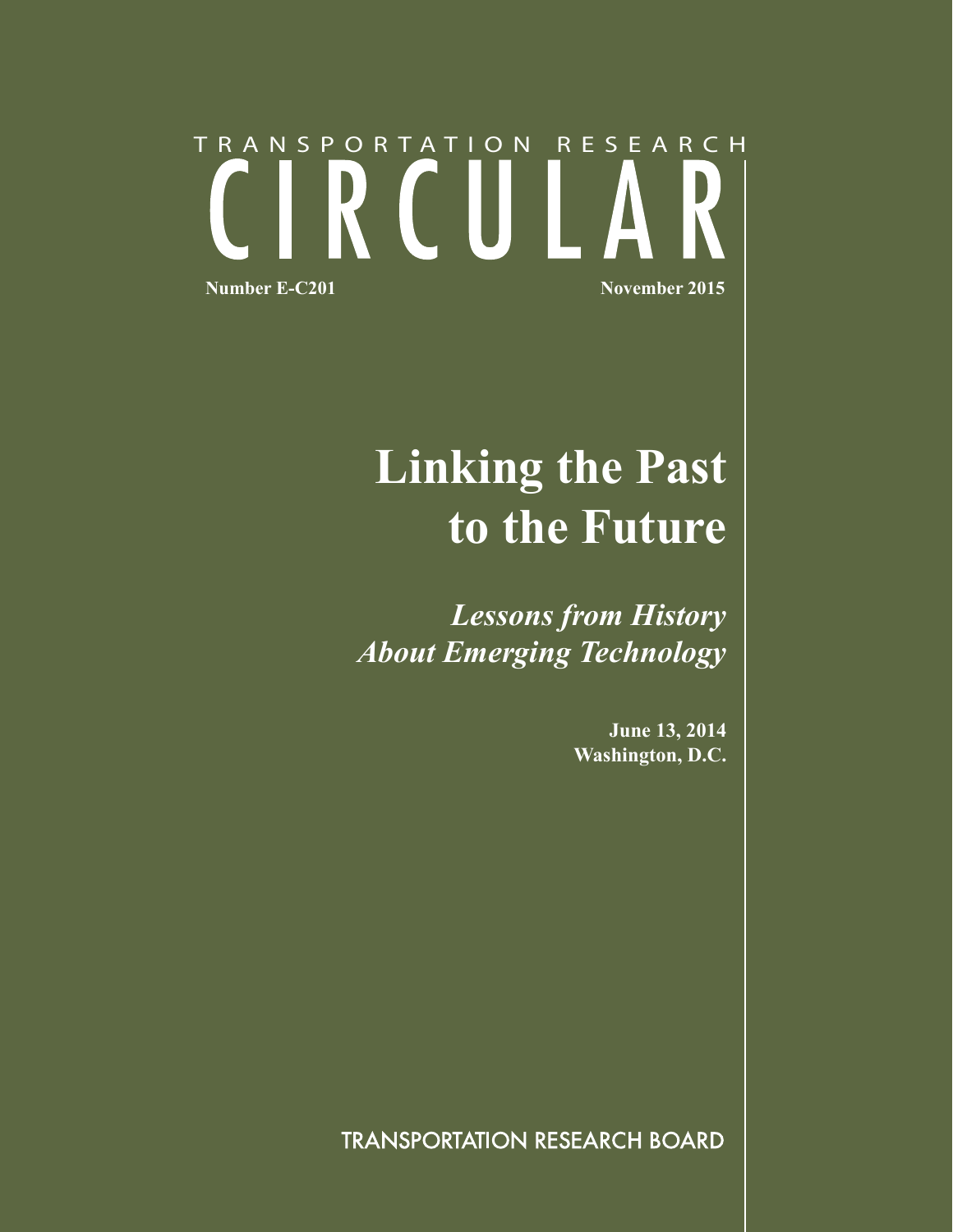# TRANSPORTATION RESEARCH CIRCULAR

**Number E-C201** **November 2015**

# Linking the Past to the Future

## *Lessons from History About Emerging Technology*

**June 13, 2014**
**Washington, D.C.**

TRANSPORTATION RESEARCH BOARD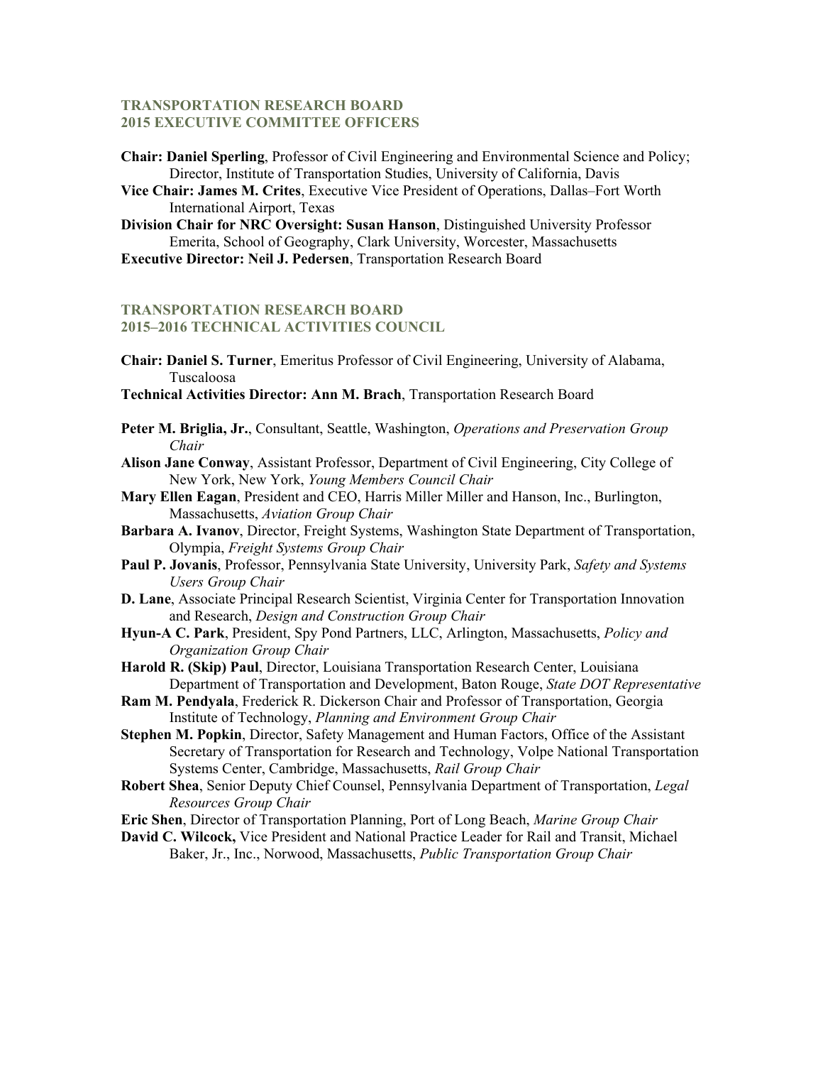## TRANSPORTATION RESEARCH BOARD
## 2015 EXECUTIVE COMMITTEE OFFICERS

**Chair: Daniel Sperling**, Professor of Civil Engineering and Environmental Science and Policy; Director, Institute of Transportation Studies, University of California, Davis

**Vice Chair: James M. Crites**, Executive Vice President of Operations, Dallas–Fort Worth International Airport, Texas

**Division Chair for NRC Oversight: Susan Hanson**, Distinguished University Professor Emerita, School of Geography, Clark University, Worcester, Massachusetts

**Executive Director: Neil J. Pedersen**, Transportation Research Board

## TRANSPORTATION RESEARCH BOARD
## 2015–2016 TECHNICAL ACTIVITIES COUNCIL

**Chair: Daniel S. Turner**, Emeritus Professor of Civil Engineering, University of Alabama, Tuscaloosa

**Technical Activities Director: Ann M. Brach**, Transportation Research Board

**Peter M. Briglia, Jr.**, Consultant, Seattle, Washington, *Operations and Preservation Group Chair*

**Alison Jane Conway**, Assistant Professor, Department of Civil Engineering, City College of New York, New York, *Young Members Council Chair*

**Mary Ellen Eagan**, President and CEO, Harris Miller Miller and Hanson, Inc., Burlington, Massachusetts, *Aviation Group Chair*

**Barbara A. Ivanov**, Director, Freight Systems, Washington State Department of Transportation, Olympia, *Freight Systems Group Chair*

**Paul P. Jovanis**, Professor, Pennsylvania State University, University Park, *Safety and Systems Users Group Chair*

**D. Lane**, Associate Principal Research Scientist, Virginia Center for Transportation Innovation and Research, *Design and Construction Group Chair*

**Hyun-A C. Park**, President, Spy Pond Partners, LLC, Arlington, Massachusetts, *Policy and Organization Group Chair*

**Harold R. (Skip) Paul**, Director, Louisiana Transportation Research Center, Louisiana Department of Transportation and Development, Baton Rouge, *State DOT Representative*

**Ram M. Pendyala**, Frederick R. Dickerson Chair and Professor of Transportation, Georgia Institute of Technology, *Planning and Environment Group Chair*

**Stephen M. Popkin**, Director, Safety Management and Human Factors, Office of the Assistant Secretary of Transportation for Research and Technology, Volpe National Transportation Systems Center, Cambridge, Massachusetts, *Rail Group Chair*

**Robert Shea**, Senior Deputy Chief Counsel, Pennsylvania Department of Transportation, *Legal Resources Group Chair*

**Eric Shen**, Director of Transportation Planning, Port of Long Beach, *Marine Group Chair*

**David C. Wilcock,** Vice President and National Practice Leader for Rail and Transit, Michael Baker, Jr., Inc., Norwood, Massachusetts, *Public Transportation Group Chair*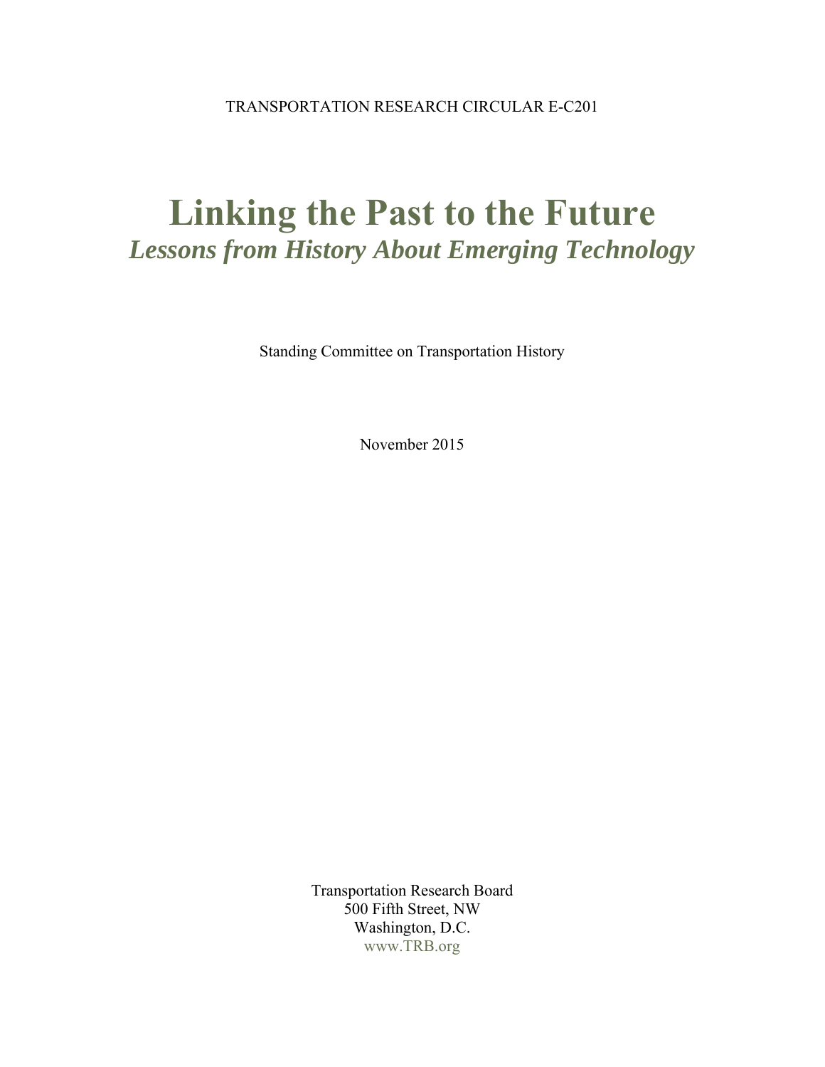TRANSPORTATION RESEARCH CIRCULAR E-C201

# Linking the Past to the Future

## *Lessons from History About Emerging Technology*

Standing Committee on Transportation History

November 2015

Transportation Research Board
500 Fifth Street, NW
Washington, D.C.
www.TRB.org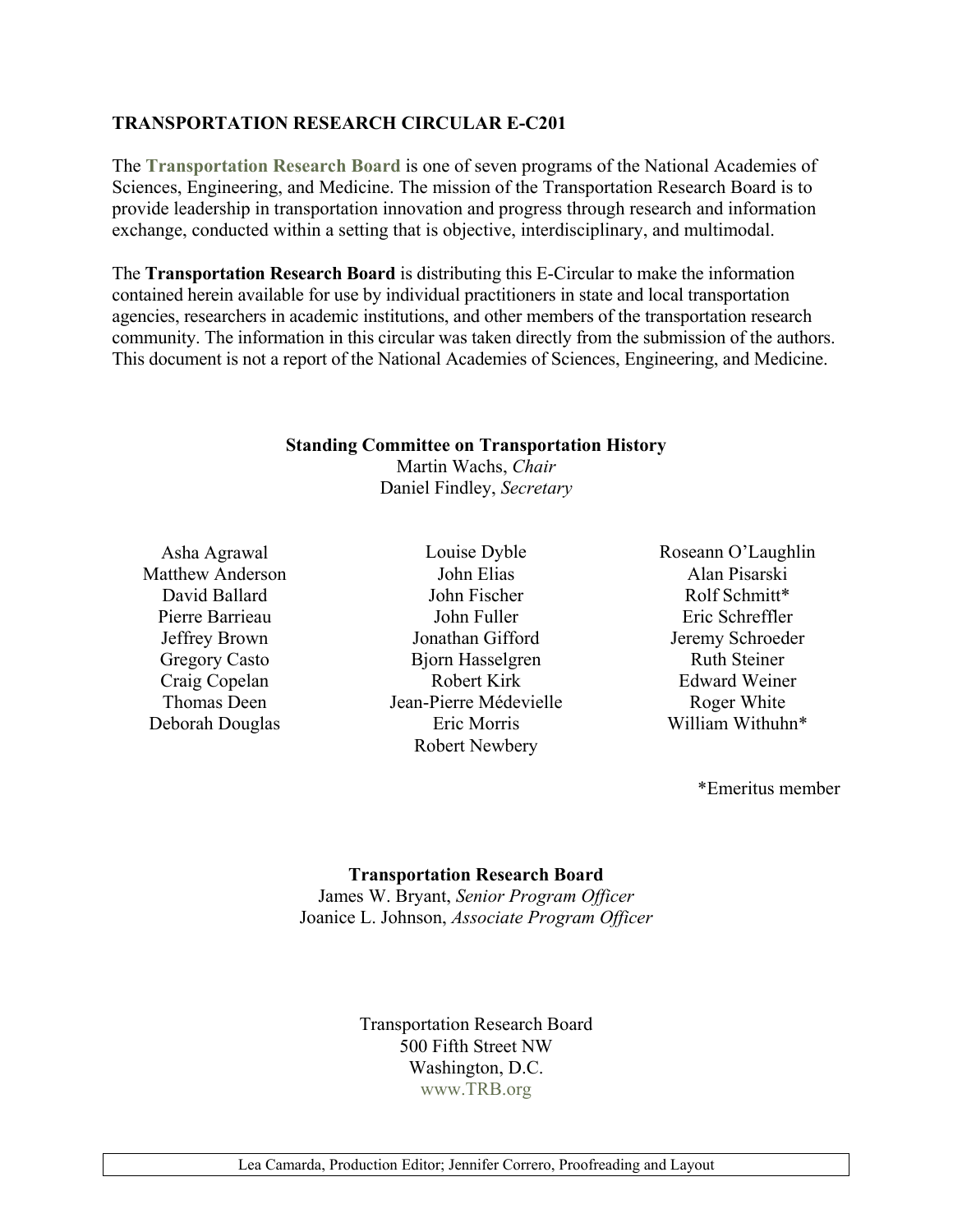**TRANSPORTATION RESEARCH CIRCULAR E-C201**

The **Transportation Research Board** is one of seven programs of the National Academies of Sciences, Engineering, and Medicine. The mission of the Transportation Research Board is to provide leadership in transportation innovation and progress through research and information exchange, conducted within a setting that is objective, interdisciplinary, and multimodal.

The **Transportation Research Board** is distributing this E-Circular to make the information contained herein available for use by individual practitioners in state and local transportation agencies, researchers in academic institutions, and other members of the transportation research community. The information in this circular was taken directly from the submission of the authors. This document is not a report of the National Academies of Sciences, Engineering, and Medicine.

**Standing Committee on Transportation History**

Martin Wachs, *Chair*

Daniel Findley, *Secretary*

Asha Agrawal
Matthew Anderson
David Ballard
Pierre Barrieau
Jeffrey Brown
Gregory Casto
Craig Copelan
Thomas Deen
Deborah Douglas
Louise Dyble
John Elias
John Fischer
John Fuller
Jonathan Gifford
Bjorn Hasselgren
Robert Kirk
Jean-Pierre Médevielle
Eric Morris
Robert Newbery
Roseann O'Laughlin
Alan Pisarski
Rolf Schmitt*
Eric Schreffler
Jeremy Schroeder
Ruth Steiner
Edward Weiner
Roger White
William Withuhn*

*Emeritus member

**Transportation Research Board**

James W. Bryant, *Senior Program Officer*

Joanice L. Johnson, *Associate Program Officer*

Transportation Research Board
500 Fifth Street NW
Washington, D.C.
www.TRB.org

Lea Camarda, Production Editor; Jennifer Correro, Proofreading and Layout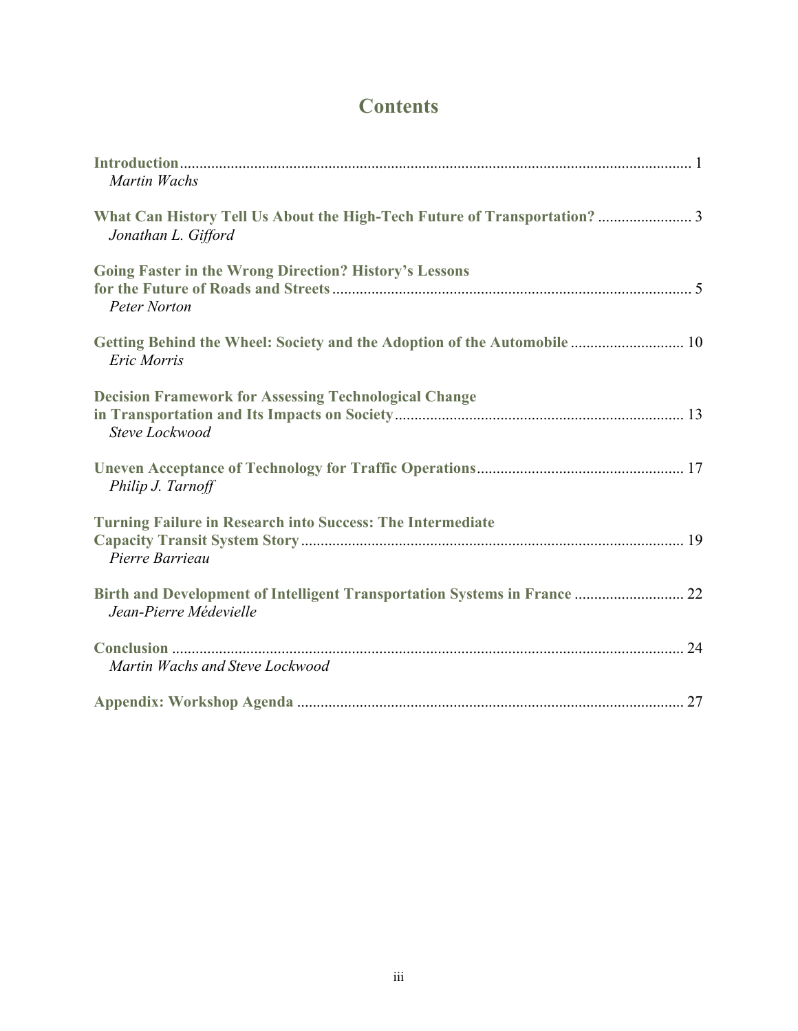# Contents

**Introduction** .......... 1
*Martin Wachs*

**What Can History Tell Us About the High-Tech Future of Transportation?** .......... 3
*Jonathan L. Gifford*

**Going Faster in the Wrong Direction? History's Lessons for the Future of Roads and Streets** .......... 5
*Peter Norton*

**Getting Behind the Wheel: Society and the Adoption of the Automobile** .......... 10
*Eric Morris*

**Decision Framework for Assessing Technological Change in Transportation and Its Impacts on Society** .......... 13
*Steve Lockwood*

**Uneven Acceptance of Technology for Traffic Operations** .......... 17
*Philip J. Tarnoff*

**Turning Failure in Research into Success: The Intermediate Capacity Transit System Story** .......... 19
*Pierre Barrieau*

**Birth and Development of Intelligent Transportation Systems in France** .......... 22
*Jean-Pierre Médevielle*

**Conclusion** .......... 24
*Martin Wachs and Steve Lockwood*

**Appendix: Workshop Agenda** .......... 27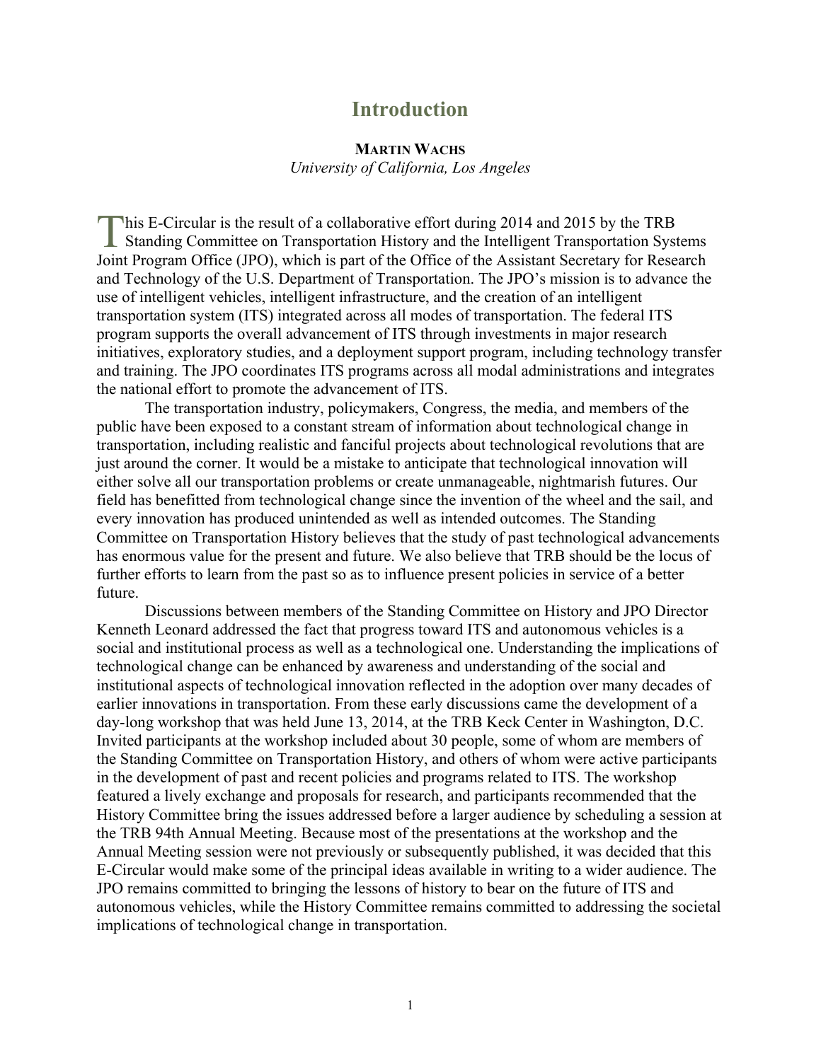# Introduction

**MARTIN WACHS**
*University of California, Los Angeles*

This E-Circular is the result of a collaborative effort during 2014 and 2015 by the TRB Standing Committee on Transportation History and the Intelligent Transportation Systems Joint Program Office (JPO), which is part of the Office of the Assistant Secretary for Research and Technology of the U.S. Department of Transportation. The JPO's mission is to advance the use of intelligent vehicles, intelligent infrastructure, and the creation of an intelligent transportation system (ITS) integrated across all modes of transportation. The federal ITS program supports the overall advancement of ITS through investments in major research initiatives, exploratory studies, and a deployment support program, including technology transfer and training. The JPO coordinates ITS programs across all modal administrations and integrates the national effort to promote the advancement of ITS.

The transportation industry, policymakers, Congress, the media, and members of the public have been exposed to a constant stream of information about technological change in transportation, including realistic and fanciful projects about technological revolutions that are just around the corner. It would be a mistake to anticipate that technological innovation will either solve all our transportation problems or create unmanageable, nightmarish futures. Our field has benefitted from technological change since the invention of the wheel and the sail, and every innovation has produced unintended as well as intended outcomes. The Standing Committee on Transportation History believes that the study of past technological advancements has enormous value for the present and future. We also believe that TRB should be the locus of further efforts to learn from the past so as to influence present policies in service of a better future.

Discussions between members of the Standing Committee on History and JPO Director Kenneth Leonard addressed the fact that progress toward ITS and autonomous vehicles is a social and institutional process as well as a technological one. Understanding the implications of technological change can be enhanced by awareness and understanding of the social and institutional aspects of technological innovation reflected in the adoption over many decades of earlier innovations in transportation. From these early discussions came the development of a day-long workshop that was held June 13, 2014, at the TRB Keck Center in Washington, D.C. Invited participants at the workshop included about 30 people, some of whom are members of the Standing Committee on Transportation History, and others of whom were active participants in the development of past and recent policies and programs related to ITS. The workshop featured a lively exchange and proposals for research, and participants recommended that the History Committee bring the issues addressed before a larger audience by scheduling a session at the TRB 94th Annual Meeting. Because most of the presentations at the workshop and the Annual Meeting session were not previously or subsequently published, it was decided that this E-Circular would make some of the principal ideas available in writing to a wider audience. The JPO remains committed to bringing the lessons of history to bear on the future of ITS and autonomous vehicles, while the History Committee remains committed to addressing the societal implications of technological change in transportation.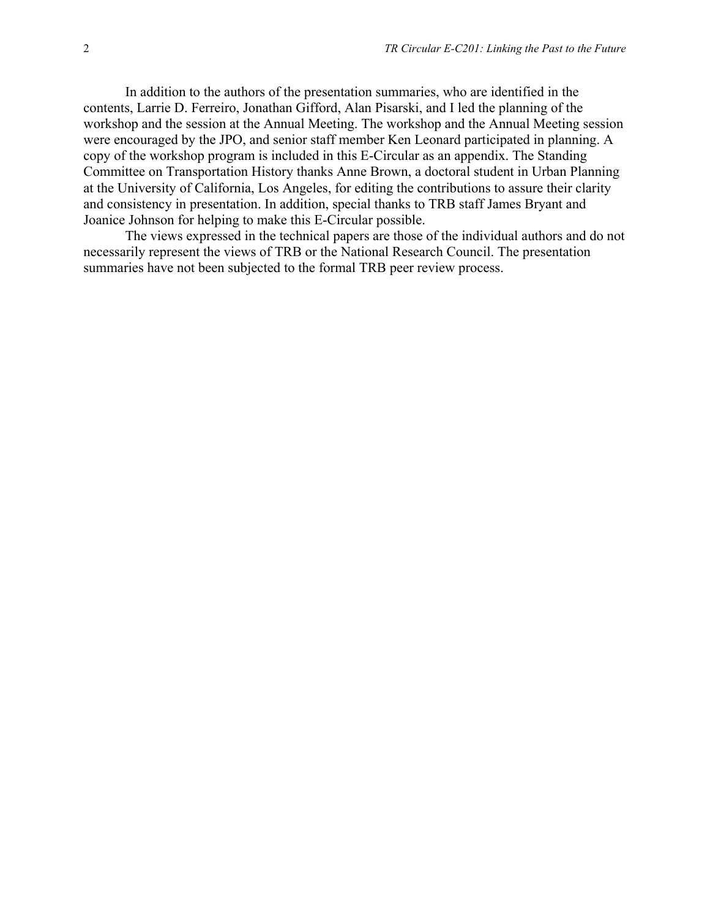In addition to the authors of the presentation summaries, who are identified in the contents, Larrie D. Ferreiro, Jonathan Gifford, Alan Pisarski, and I led the planning of the workshop and the session at the Annual Meeting. The workshop and the Annual Meeting session were encouraged by the JPO, and senior staff member Ken Leonard participated in planning. A copy of the workshop program is included in this E-Circular as an appendix. The Standing Committee on Transportation History thanks Anne Brown, a doctoral student in Urban Planning at the University of California, Los Angeles, for editing the contributions to assure their clarity and consistency in presentation. In addition, special thanks to TRB staff James Bryant and Joanice Johnson for helping to make this E-Circular possible.

The views expressed in the technical papers are those of the individual authors and do not necessarily represent the views of TRB or the National Research Council. The presentation summaries have not been subjected to the formal TRB peer review process.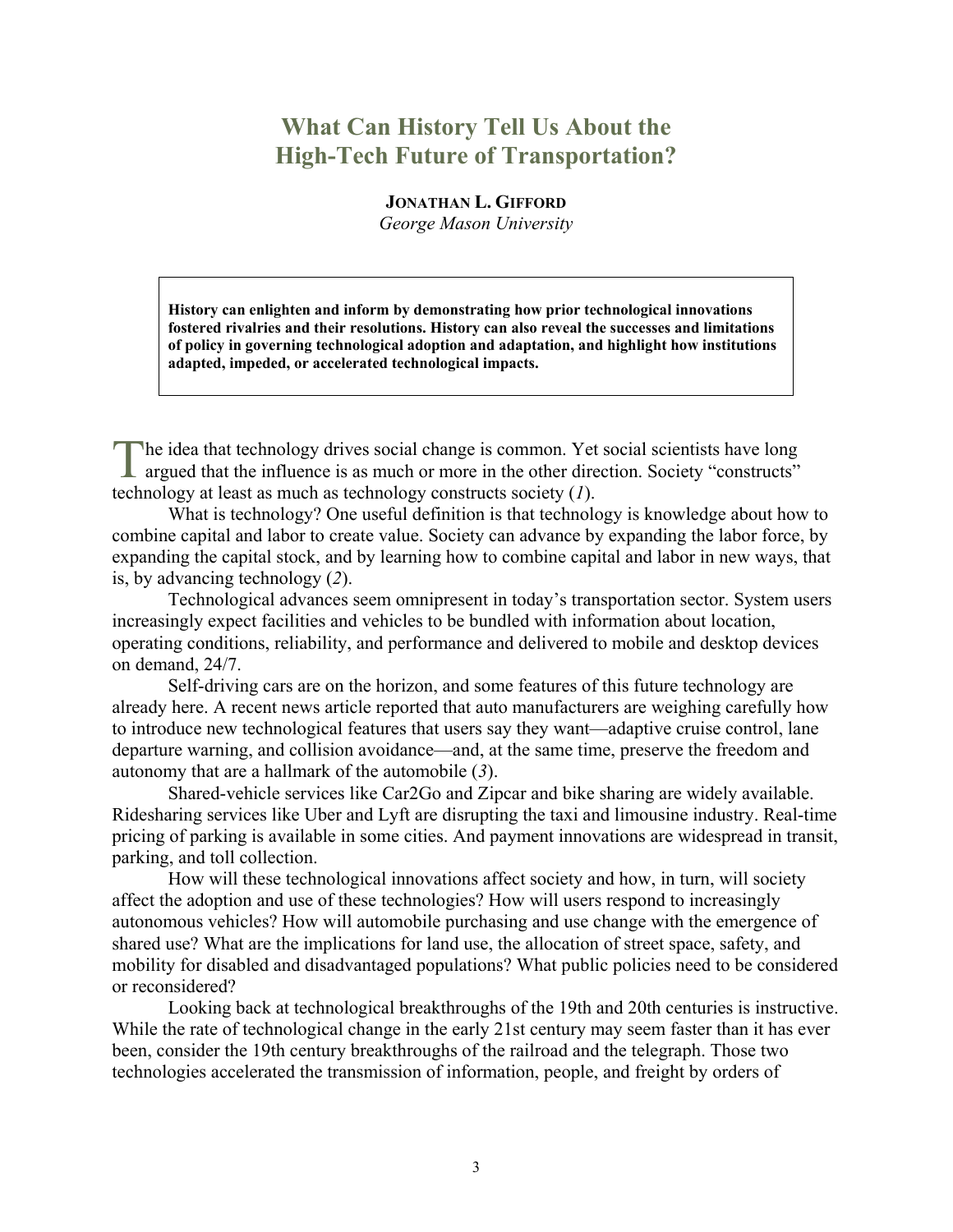# What Can History Tell Us About the High-Tech Future of Transportation?

**JONATHAN L. GIFFORD**
*George Mason University*

**History can enlighten and inform by demonstrating how prior technological innovations fostered rivalries and their resolutions. History can also reveal the successes and limitations of policy in governing technological adoption and adaptation, and highlight how institutions adapted, impeded, or accelerated technological impacts.**

The idea that technology drives social change is common. Yet social scientists have long argued that the influence is as much or more in the other direction. Society "constructs" technology at least as much as technology constructs society (*1*).

What is technology? One useful definition is that technology is knowledge about how to combine capital and labor to create value. Society can advance by expanding the labor force, by expanding the capital stock, and by learning how to combine capital and labor in new ways, that is, by advancing technology (*2*).

Technological advances seem omnipresent in today's transportation sector. System users increasingly expect facilities and vehicles to be bundled with information about location, operating conditions, reliability, and performance and delivered to mobile and desktop devices on demand, 24/7.

Self-driving cars are on the horizon, and some features of this future technology are already here. A recent news article reported that auto manufacturers are weighing carefully how to introduce new technological features that users say they want—adaptive cruise control, lane departure warning, and collision avoidance—and, at the same time, preserve the freedom and autonomy that are a hallmark of the automobile (*3*).

Shared-vehicle services like Car2Go and Zipcar and bike sharing are widely available. Ridesharing services like Uber and Lyft are disrupting the taxi and limousine industry. Real-time pricing of parking is available in some cities. And payment innovations are widespread in transit, parking, and toll collection.

How will these technological innovations affect society and how, in turn, will society affect the adoption and use of these technologies? How will users respond to increasingly autonomous vehicles? How will automobile purchasing and use change with the emergence of shared use? What are the implications for land use, the allocation of street space, safety, and mobility for disabled and disadvantaged populations? What public policies need to be considered or reconsidered?

Looking back at technological breakthroughs of the 19th and 20th centuries is instructive. While the rate of technological change in the early 21st century may seem faster than it has ever been, consider the 19th century breakthroughs of the railroad and the telegraph. Those two technologies accelerated the transmission of information, people, and freight by orders of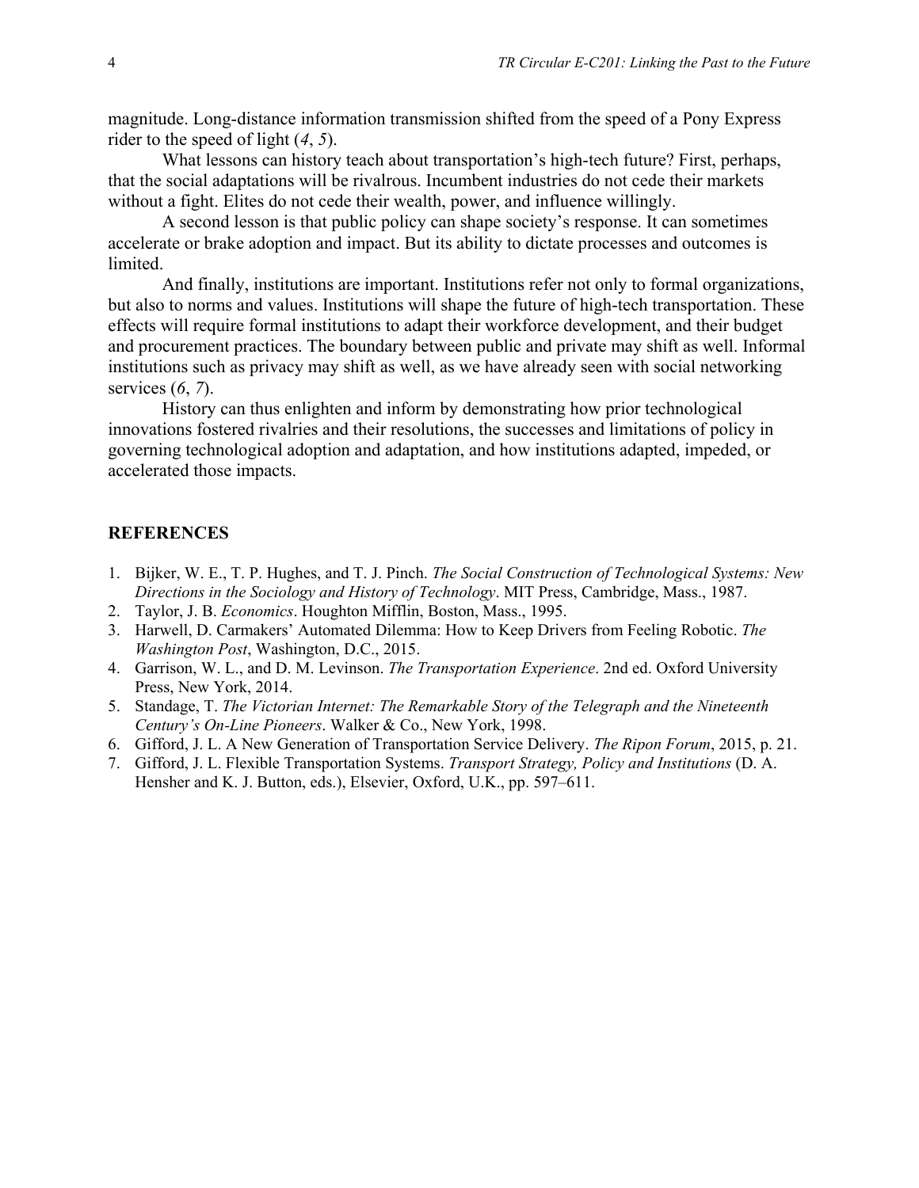magnitude. Long-distance information transmission shifted from the speed of a Pony Express rider to the speed of light (*4*, *5*).

What lessons can history teach about transportation's high-tech future? First, perhaps, that the social adaptations will be rivalrous. Incumbent industries do not cede their markets without a fight. Elites do not cede their wealth, power, and influence willingly.

A second lesson is that public policy can shape society's response. It can sometimes accelerate or brake adoption and impact. But its ability to dictate processes and outcomes is limited.

And finally, institutions are important. Institutions refer not only to formal organizations, but also to norms and values. Institutions will shape the future of high-tech transportation. These effects will require formal institutions to adapt their workforce development, and their budget and procurement practices. The boundary between public and private may shift as well. Informal institutions such as privacy may shift as well, as we have already seen with social networking services (*6*, *7*).

History can thus enlighten and inform by demonstrating how prior technological innovations fostered rivalries and their resolutions, the successes and limitations of policy in governing technological adoption and adaptation, and how institutions adapted, impeded, or accelerated those impacts.

## REFERENCES

1. Bijker, W. E., T. P. Hughes, and T. J. Pinch. *The Social Construction of Technological Systems: New Directions in the Sociology and History of Technology*. MIT Press, Cambridge, Mass., 1987.
2. Taylor, J. B. *Economics*. Houghton Mifflin, Boston, Mass., 1995.
3. Harwell, D. Carmakers' Automated Dilemma: How to Keep Drivers from Feeling Robotic. *The Washington Post*, Washington, D.C., 2015.
4. Garrison, W. L., and D. M. Levinson. *The Transportation Experience*. 2nd ed. Oxford University Press, New York, 2014.
5. Standage, T. *The Victorian Internet: The Remarkable Story of the Telegraph and the Nineteenth Century's On-Line Pioneers*. Walker & Co., New York, 1998.
6. Gifford, J. L. A New Generation of Transportation Service Delivery. *The Ripon Forum*, 2015, p. 21.
7. Gifford, J. L. Flexible Transportation Systems. *Transport Strategy, Policy and Institutions* (D. A. Hensher and K. J. Button, eds.), Elsevier, Oxford, U.K., pp. 597–611.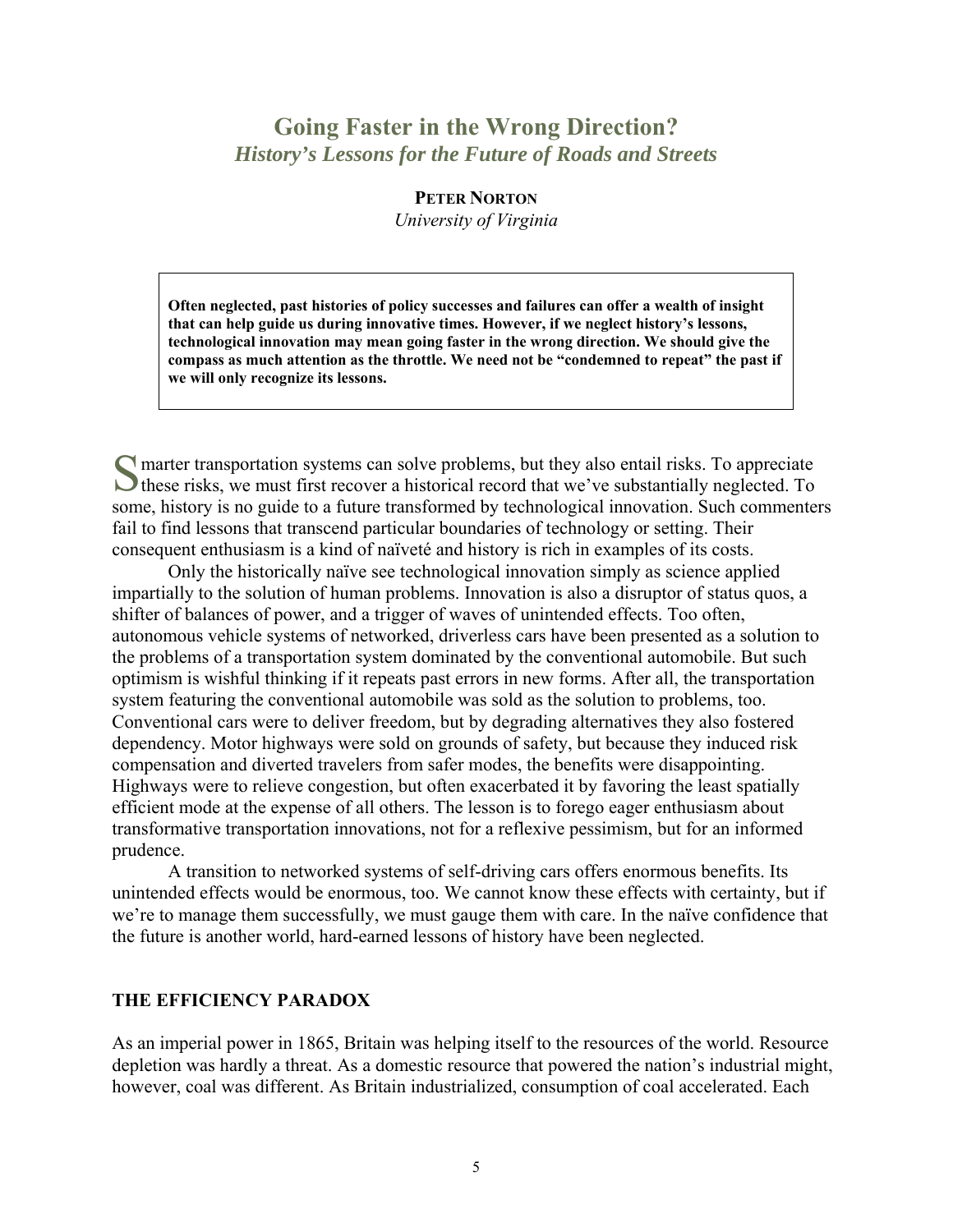# Going Faster in the Wrong Direction?

## *History's Lessons for the Future of Roads and Streets*

**PETER NORTON**
*University of Virginia*

**Often neglected, past histories of policy successes and failures can offer a wealth of insight that can help guide us during innovative times. However, if we neglect history's lessons, technological innovation may mean going faster in the wrong direction. We should give the compass as much attention as the throttle. We need not be "condemned to repeat" the past if we will only recognize its lessons.**

Smarter transportation systems can solve problems, but they also entail risks. To appreciate these risks, we must first recover a historical record that we've substantially neglected. To some, history is no guide to a future transformed by technological innovation. Such commenters fail to find lessons that transcend particular boundaries of technology or setting. Their consequent enthusiasm is a kind of naïveté and history is rich in examples of its costs.

Only the historically naïve see technological innovation simply as science applied impartially to the solution of human problems. Innovation is also a disruptor of status quos, a shifter of balances of power, and a trigger of waves of unintended effects. Too often, autonomous vehicle systems of networked, driverless cars have been presented as a solution to the problems of a transportation system dominated by the conventional automobile. But such optimism is wishful thinking if it repeats past errors in new forms. After all, the transportation system featuring the conventional automobile was sold as the solution to problems, too. Conventional cars were to deliver freedom, but by degrading alternatives they also fostered dependency. Motor highways were sold on grounds of safety, but because they induced risk compensation and diverted travelers from safer modes, the benefits were disappointing. Highways were to relieve congestion, but often exacerbated it by favoring the least spatially efficient mode at the expense of all others. The lesson is to forego eager enthusiasm about transformative transportation innovations, not for a reflexive pessimism, but for an informed prudence.

A transition to networked systems of self-driving cars offers enormous benefits. Its unintended effects would be enormous, too. We cannot know these effects with certainty, but if we're to manage them successfully, we must gauge them with care. In the naïve confidence that the future is another world, hard-earned lessons of history have been neglected.

### THE EFFICIENCY PARADOX

As an imperial power in 1865, Britain was helping itself to the resources of the world. Resource depletion was hardly a threat. As a domestic resource that powered the nation's industrial might, however, coal was different. As Britain industrialized, consumption of coal accelerated. Each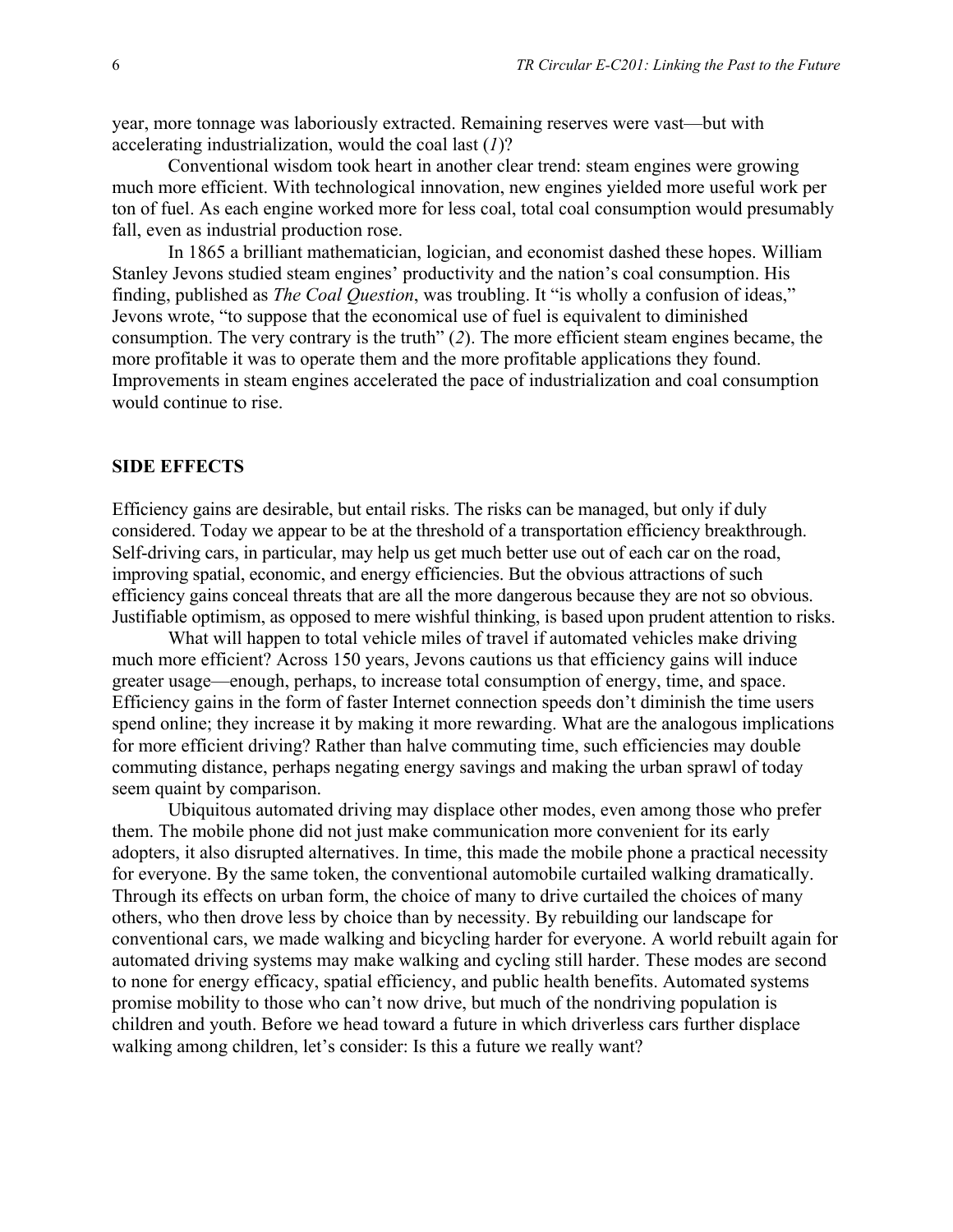year, more tonnage was laboriously extracted. Remaining reserves were vast—but with accelerating industrialization, would the coal last (*1*)?

Conventional wisdom took heart in another clear trend: steam engines were growing much more efficient. With technological innovation, new engines yielded more useful work per ton of fuel. As each engine worked more for less coal, total coal consumption would presumably fall, even as industrial production rose.

In 1865 a brilliant mathematician, logician, and economist dashed these hopes. William Stanley Jevons studied steam engines' productivity and the nation's coal consumption. His finding, published as *The Coal Question*, was troubling. It "is wholly a confusion of ideas," Jevons wrote, "to suppose that the economical use of fuel is equivalent to diminished consumption. The very contrary is the truth" (*2*). The more efficient steam engines became, the more profitable it was to operate them and the more profitable applications they found. Improvements in steam engines accelerated the pace of industrialization and coal consumption would continue to rise.

## SIDE EFFECTS

Efficiency gains are desirable, but entail risks. The risks can be managed, but only if duly considered. Today we appear to be at the threshold of a transportation efficiency breakthrough. Self-driving cars, in particular, may help us get much better use out of each car on the road, improving spatial, economic, and energy efficiencies. But the obvious attractions of such efficiency gains conceal threats that are all the more dangerous because they are not so obvious. Justifiable optimism, as opposed to mere wishful thinking, is based upon prudent attention to risks.

What will happen to total vehicle miles of travel if automated vehicles make driving much more efficient? Across 150 years, Jevons cautions us that efficiency gains will induce greater usage—enough, perhaps, to increase total consumption of energy, time, and space. Efficiency gains in the form of faster Internet connection speeds don't diminish the time users spend online; they increase it by making it more rewarding. What are the analogous implications for more efficient driving? Rather than halve commuting time, such efficiencies may double commuting distance, perhaps negating energy savings and making the urban sprawl of today seem quaint by comparison.

Ubiquitous automated driving may displace other modes, even among those who prefer them. The mobile phone did not just make communication more convenient for its early adopters, it also disrupted alternatives. In time, this made the mobile phone a practical necessity for everyone. By the same token, the conventional automobile curtailed walking dramatically. Through its effects on urban form, the choice of many to drive curtailed the choices of many others, who then drove less by choice than by necessity. By rebuilding our landscape for conventional cars, we made walking and bicycling harder for everyone. A world rebuilt again for automated driving systems may make walking and cycling still harder. These modes are second to none for energy efficacy, spatial efficiency, and public health benefits. Automated systems promise mobility to those who can't now drive, but much of the nondriving population is children and youth. Before we head toward a future in which driverless cars further displace walking among children, let's consider: Is this a future we really want?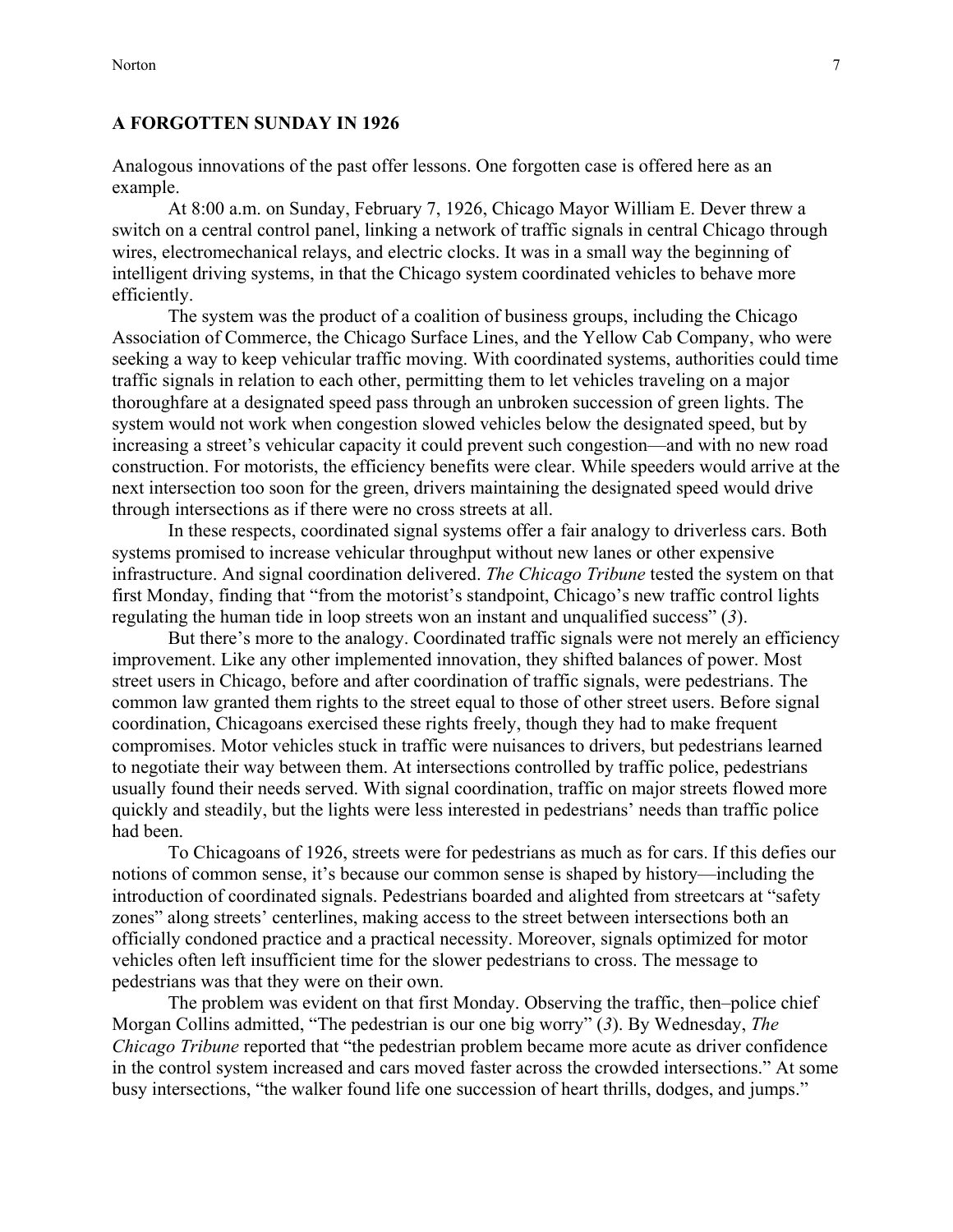### A FORGOTTEN SUNDAY IN 1926

Analogous innovations of the past offer lessons. One forgotten case is offered here as an example.

At 8:00 a.m. on Sunday, February 7, 1926, Chicago Mayor William E. Dever threw a switch on a central control panel, linking a network of traffic signals in central Chicago through wires, electromechanical relays, and electric clocks. It was in a small way the beginning of intelligent driving systems, in that the Chicago system coordinated vehicles to behave more efficiently.

The system was the product of a coalition of business groups, including the Chicago Association of Commerce, the Chicago Surface Lines, and the Yellow Cab Company, who were seeking a way to keep vehicular traffic moving. With coordinated systems, authorities could time traffic signals in relation to each other, permitting them to let vehicles traveling on a major thoroughfare at a designated speed pass through an unbroken succession of green lights. The system would not work when congestion slowed vehicles below the designated speed, but by increasing a street's vehicular capacity it could prevent such congestion—and with no new road construction. For motorists, the efficiency benefits were clear. While speeders would arrive at the next intersection too soon for the green, drivers maintaining the designated speed would drive through intersections as if there were no cross streets at all.

In these respects, coordinated signal systems offer a fair analogy to driverless cars. Both systems promised to increase vehicular throughput without new lanes or other expensive infrastructure. And signal coordination delivered. *The Chicago Tribune* tested the system on that first Monday, finding that "from the motorist's standpoint, Chicago's new traffic control lights regulating the human tide in loop streets won an instant and unqualified success" (*3*).

But there's more to the analogy. Coordinated traffic signals were not merely an efficiency improvement. Like any other implemented innovation, they shifted balances of power. Most street users in Chicago, before and after coordination of traffic signals, were pedestrians. The common law granted them rights to the street equal to those of other street users. Before signal coordination, Chicagoans exercised these rights freely, though they had to make frequent compromises. Motor vehicles stuck in traffic were nuisances to drivers, but pedestrians learned to negotiate their way between them. At intersections controlled by traffic police, pedestrians usually found their needs served. With signal coordination, traffic on major streets flowed more quickly and steadily, but the lights were less interested in pedestrians' needs than traffic police had been.

To Chicagoans of 1926, streets were for pedestrians as much as for cars. If this defies our notions of common sense, it's because our common sense is shaped by history—including the introduction of coordinated signals. Pedestrians boarded and alighted from streetcars at "safety zones" along streets' centerlines, making access to the street between intersections both an officially condoned practice and a practical necessity. Moreover, signals optimized for motor vehicles often left insufficient time for the slower pedestrians to cross. The message to pedestrians was that they were on their own.

The problem was evident on that first Monday. Observing the traffic, then–police chief Morgan Collins admitted, "The pedestrian is our one big worry" (*3*). By Wednesday, *The Chicago Tribune* reported that "the pedestrian problem became more acute as driver confidence in the control system increased and cars moved faster across the crowded intersections." At some busy intersections, "the walker found life one succession of heart thrills, dodges, and jumps."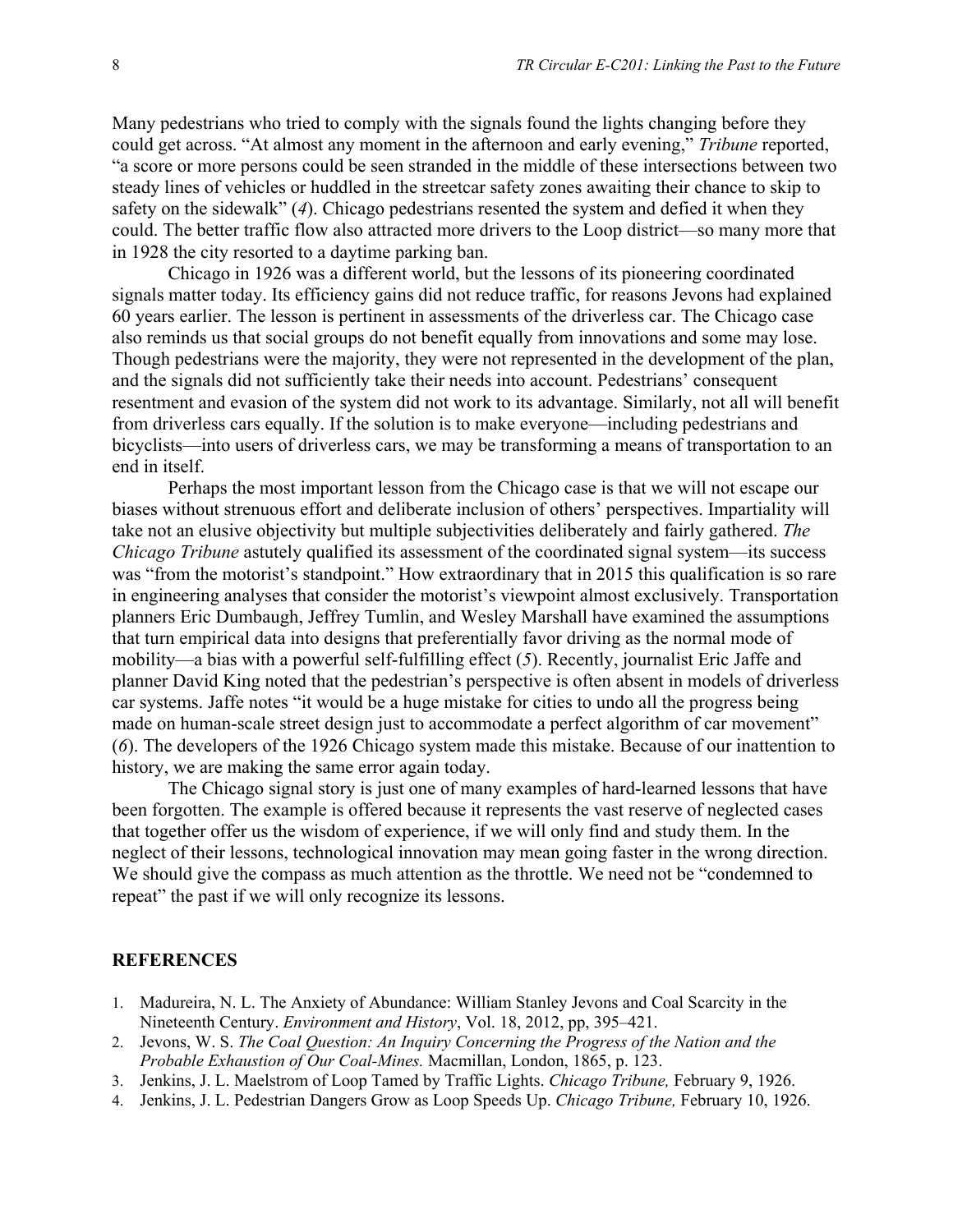Many pedestrians who tried to comply with the signals found the lights changing before they could get across. "At almost any moment in the afternoon and early evening," *Tribune* reported, "a score or more persons could be seen stranded in the middle of these intersections between two steady lines of vehicles or huddled in the streetcar safety zones awaiting their chance to skip to safety on the sidewalk" (*4*). Chicago pedestrians resented the system and defied it when they could. The better traffic flow also attracted more drivers to the Loop district—so many more that in 1928 the city resorted to a daytime parking ban.

Chicago in 1926 was a different world, but the lessons of its pioneering coordinated signals matter today. Its efficiency gains did not reduce traffic, for reasons Jevons had explained 60 years earlier. The lesson is pertinent in assessments of the driverless car. The Chicago case also reminds us that social groups do not benefit equally from innovations and some may lose. Though pedestrians were the majority, they were not represented in the development of the plan, and the signals did not sufficiently take their needs into account. Pedestrians' consequent resentment and evasion of the system did not work to its advantage. Similarly, not all will benefit from driverless cars equally. If the solution is to make everyone—including pedestrians and bicyclists—into users of driverless cars, we may be transforming a means of transportation to an end in itself.

Perhaps the most important lesson from the Chicago case is that we will not escape our biases without strenuous effort and deliberate inclusion of others' perspectives. Impartiality will take not an elusive objectivity but multiple subjectivities deliberately and fairly gathered. *The Chicago Tribune* astutely qualified its assessment of the coordinated signal system—its success was "from the motorist's standpoint." How extraordinary that in 2015 this qualification is so rare in engineering analyses that consider the motorist's viewpoint almost exclusively. Transportation planners Eric Dumbaugh, Jeffrey Tumlin, and Wesley Marshall have examined the assumptions that turn empirical data into designs that preferentially favor driving as the normal mode of mobility—a bias with a powerful self-fulfilling effect (*5*). Recently, journalist Eric Jaffe and planner David King noted that the pedestrian's perspective is often absent in models of driverless car systems. Jaffe notes "it would be a huge mistake for cities to undo all the progress being made on human-scale street design just to accommodate a perfect algorithm of car movement" (*6*). The developers of the 1926 Chicago system made this mistake. Because of our inattention to history, we are making the same error again today.

The Chicago signal story is just one of many examples of hard-learned lessons that have been forgotten. The example is offered because it represents the vast reserve of neglected cases that together offer us the wisdom of experience, if we will only find and study them. In the neglect of their lessons, technological innovation may mean going faster in the wrong direction. We should give the compass as much attention as the throttle. We need not be "condemned to repeat" the past if we will only recognize its lessons.

## REFERENCES

1. Madureira, N. L. The Anxiety of Abundance: William Stanley Jevons and Coal Scarcity in the Nineteenth Century. *Environment and History*, Vol. 18, 2012, pp, 395–421.
2. Jevons, W. S. *The Coal Question: An Inquiry Concerning the Progress of the Nation and the Probable Exhaustion of Our Coal-Mines.* Macmillan, London, 1865, p. 123.
3. Jenkins, J. L. Maelstrom of Loop Tamed by Traffic Lights. *Chicago Tribune,* February 9, 1926.
4. Jenkins, J. L. Pedestrian Dangers Grow as Loop Speeds Up. *Chicago Tribune,* February 10, 1926.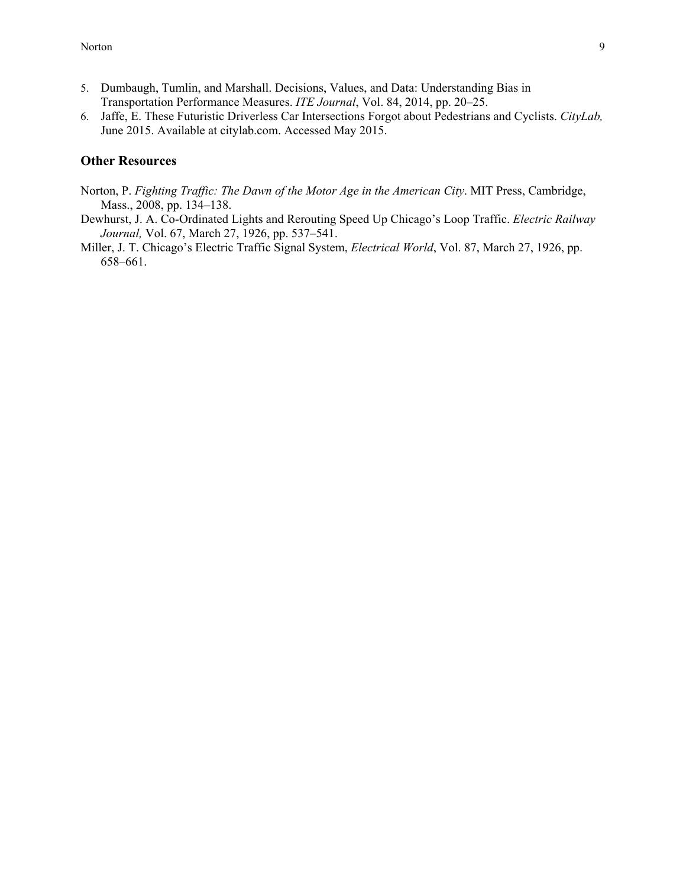5. Dumbaugh, Tumlin, and Marshall. Decisions, Values, and Data: Understanding Bias in Transportation Performance Measures. *ITE Journal*, Vol. 84, 2014, pp. 20–25.
6. Jaffe, E. These Futuristic Driverless Car Intersections Forgot about Pedestrians and Cyclists. *CityLab,* June 2015. Available at citylab.com. Accessed May 2015.

## Other Resources

Norton, P. *Fighting Traffic: The Dawn of the Motor Age in the American City*. MIT Press, Cambridge, Mass., 2008, pp. 134–138.

Dewhurst, J. A. Co-Ordinated Lights and Rerouting Speed Up Chicago's Loop Traffic. *Electric Railway Journal,* Vol. 67, March 27, 1926, pp. 537–541.

Miller, J. T. Chicago's Electric Traffic Signal System, *Electrical World*, Vol. 87, March 27, 1926, pp. 658–661.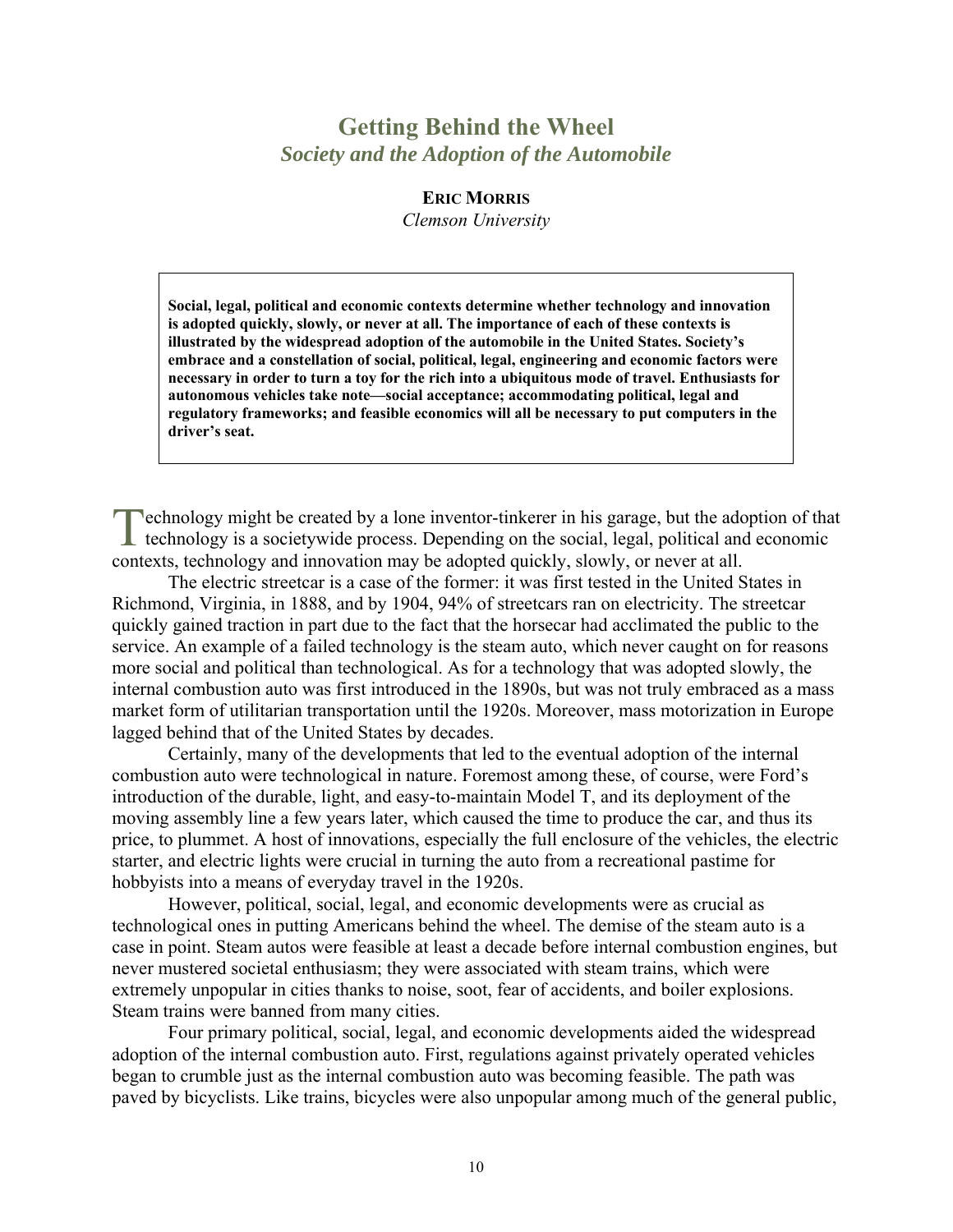# Getting Behind the Wheel

## *Society and the Adoption of the Automobile*

**ERIC MORRIS**
*Clemson University*

> **Social, legal, political and economic contexts determine whether technology and innovation is adopted quickly, slowly, or never at all. The importance of each of these contexts is illustrated by the widespread adoption of the automobile in the United States. Society's embrace and a constellation of social, political, legal, engineering and economic factors were necessary in order to turn a toy for the rich into a ubiquitous mode of travel. Enthusiasts for autonomous vehicles take note—social acceptance; accommodating political, legal and regulatory frameworks; and feasible economics will all be necessary to put computers in the driver's seat.**

Technology might be created by a lone inventor-tinkerer in his garage, but the adoption of that technology is a societywide process. Depending on the social, legal, political and economic contexts, technology and innovation may be adopted quickly, slowly, or never at all.

The electric streetcar is a case of the former: it was first tested in the United States in Richmond, Virginia, in 1888, and by 1904, 94% of streetcars ran on electricity. The streetcar quickly gained traction in part due to the fact that the horsecar had acclimated the public to the service. An example of a failed technology is the steam auto, which never caught on for reasons more social and political than technological. As for a technology that was adopted slowly, the internal combustion auto was first introduced in the 1890s, but was not truly embraced as a mass market form of utilitarian transportation until the 1920s. Moreover, mass motorization in Europe lagged behind that of the United States by decades.

Certainly, many of the developments that led to the eventual adoption of the internal combustion auto were technological in nature. Foremost among these, of course, were Ford's introduction of the durable, light, and easy-to-maintain Model T, and its deployment of the moving assembly line a few years later, which caused the time to produce the car, and thus its price, to plummet. A host of innovations, especially the full enclosure of the vehicles, the electric starter, and electric lights were crucial in turning the auto from a recreational pastime for hobbyists into a means of everyday travel in the 1920s.

However, political, social, legal, and economic developments were as crucial as technological ones in putting Americans behind the wheel. The demise of the steam auto is a case in point. Steam autos were feasible at least a decade before internal combustion engines, but never mustered societal enthusiasm; they were associated with steam trains, which were extremely unpopular in cities thanks to noise, soot, fear of accidents, and boiler explosions. Steam trains were banned from many cities.

Four primary political, social, legal, and economic developments aided the widespread adoption of the internal combustion auto. First, regulations against privately operated vehicles began to crumble just as the internal combustion auto was becoming feasible. The path was paved by bicyclists. Like trains, bicycles were also unpopular among much of the general public,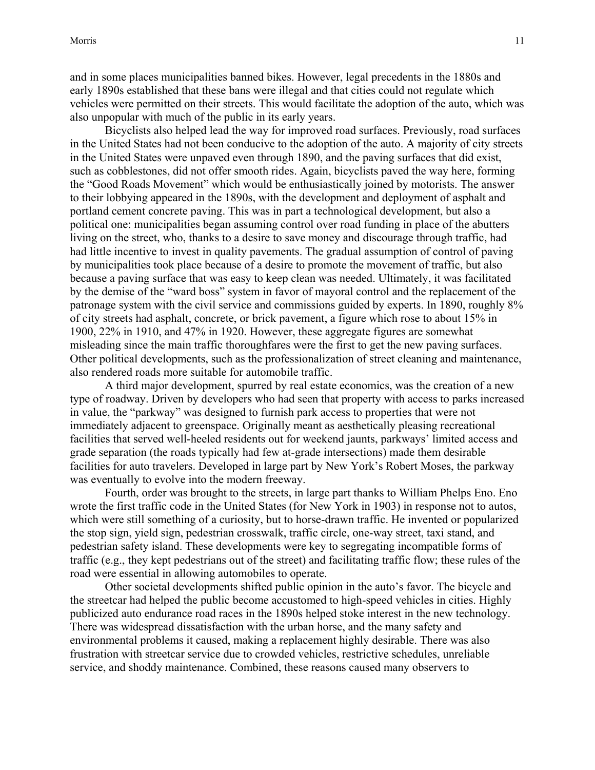and in some places municipalities banned bikes. However, legal precedents in the 1880s and early 1890s established that these bans were illegal and that cities could not regulate which vehicles were permitted on their streets. This would facilitate the adoption of the auto, which was also unpopular with much of the public in its early years.

Bicyclists also helped lead the way for improved road surfaces. Previously, road surfaces in the United States had not been conducive to the adoption of the auto. A majority of city streets in the United States were unpaved even through 1890, and the paving surfaces that did exist, such as cobblestones, did not offer smooth rides. Again, bicyclists paved the way here, forming the "Good Roads Movement" which would be enthusiastically joined by motorists. The answer to their lobbying appeared in the 1890s, with the development and deployment of asphalt and portland cement concrete paving. This was in part a technological development, but also a political one: municipalities began assuming control over road funding in place of the abutters living on the street, who, thanks to a desire to save money and discourage through traffic, had had little incentive to invest in quality pavements. The gradual assumption of control of paving by municipalities took place because of a desire to promote the movement of traffic, but also because a paving surface that was easy to keep clean was needed. Ultimately, it was facilitated by the demise of the "ward boss" system in favor of mayoral control and the replacement of the patronage system with the civil service and commissions guided by experts. In 1890, roughly 8% of city streets had asphalt, concrete, or brick pavement, a figure which rose to about 15% in 1900, 22% in 1910, and 47% in 1920. However, these aggregate figures are somewhat misleading since the main traffic thoroughfares were the first to get the new paving surfaces. Other political developments, such as the professionalization of street cleaning and maintenance, also rendered roads more suitable for automobile traffic.

A third major development, spurred by real estate economics, was the creation of a new type of roadway. Driven by developers who had seen that property with access to parks increased in value, the "parkway" was designed to furnish park access to properties that were not immediately adjacent to greenspace. Originally meant as aesthetically pleasing recreational facilities that served well-heeled residents out for weekend jaunts, parkways' limited access and grade separation (the roads typically had few at-grade intersections) made them desirable facilities for auto travelers. Developed in large part by New York's Robert Moses, the parkway was eventually to evolve into the modern freeway.

Fourth, order was brought to the streets, in large part thanks to William Phelps Eno. Eno wrote the first traffic code in the United States (for New York in 1903) in response not to autos, which were still something of a curiosity, but to horse-drawn traffic. He invented or popularized the stop sign, yield sign, pedestrian crosswalk, traffic circle, one-way street, taxi stand, and pedestrian safety island. These developments were key to segregating incompatible forms of traffic (e.g., they kept pedestrians out of the street) and facilitating traffic flow; these rules of the road were essential in allowing automobiles to operate.

Other societal developments shifted public opinion in the auto's favor. The bicycle and the streetcar had helped the public become accustomed to high-speed vehicles in cities. Highly publicized auto endurance road races in the 1890s helped stoke interest in the new technology. There was widespread dissatisfaction with the urban horse, and the many safety and environmental problems it caused, making a replacement highly desirable. There was also frustration with streetcar service due to crowded vehicles, restrictive schedules, unreliable service, and shoddy maintenance. Combined, these reasons caused many observers to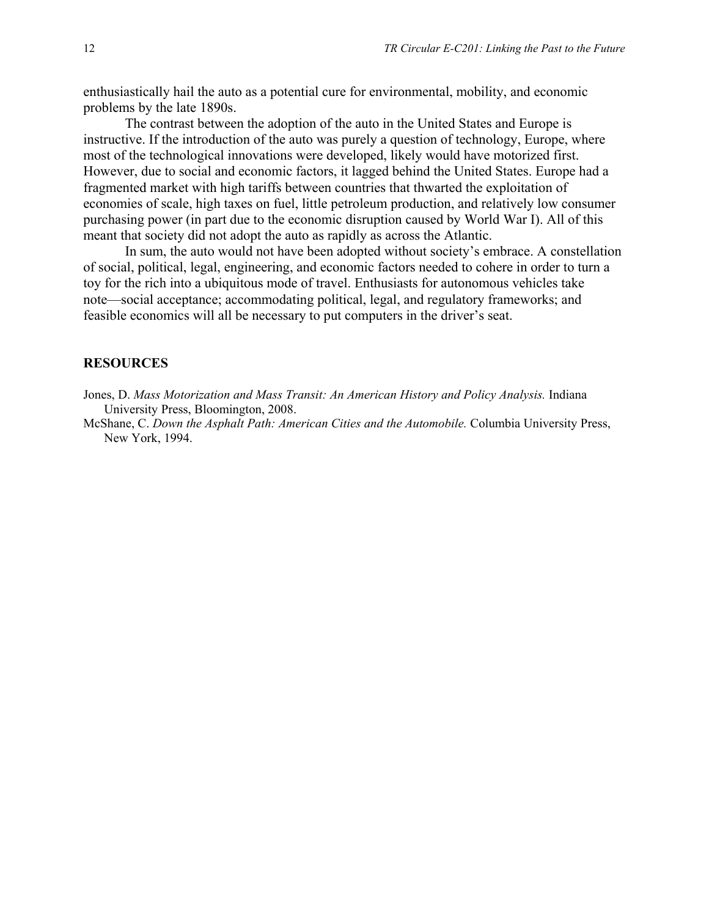enthusiastically hail the auto as a potential cure for environmental, mobility, and economic problems by the late 1890s.

The contrast between the adoption of the auto in the United States and Europe is instructive. If the introduction of the auto was purely a question of technology, Europe, where most of the technological innovations were developed, likely would have motorized first. However, due to social and economic factors, it lagged behind the United States. Europe had a fragmented market with high tariffs between countries that thwarted the exploitation of economies of scale, high taxes on fuel, little petroleum production, and relatively low consumer purchasing power (in part due to the economic disruption caused by World War I). All of this meant that society did not adopt the auto as rapidly as across the Atlantic.

In sum, the auto would not have been adopted without society's embrace. A constellation of social, political, legal, engineering, and economic factors needed to cohere in order to turn a toy for the rich into a ubiquitous mode of travel. Enthusiasts for autonomous vehicles take note—social acceptance; accommodating political, legal, and regulatory frameworks; and feasible economics will all be necessary to put computers in the driver's seat.

## RESOURCES

Jones, D. *Mass Motorization and Mass Transit: An American History and Policy Analysis.* Indiana University Press, Bloomington, 2008.

McShane, C. *Down the Asphalt Path: American Cities and the Automobile.* Columbia University Press, New York, 1994.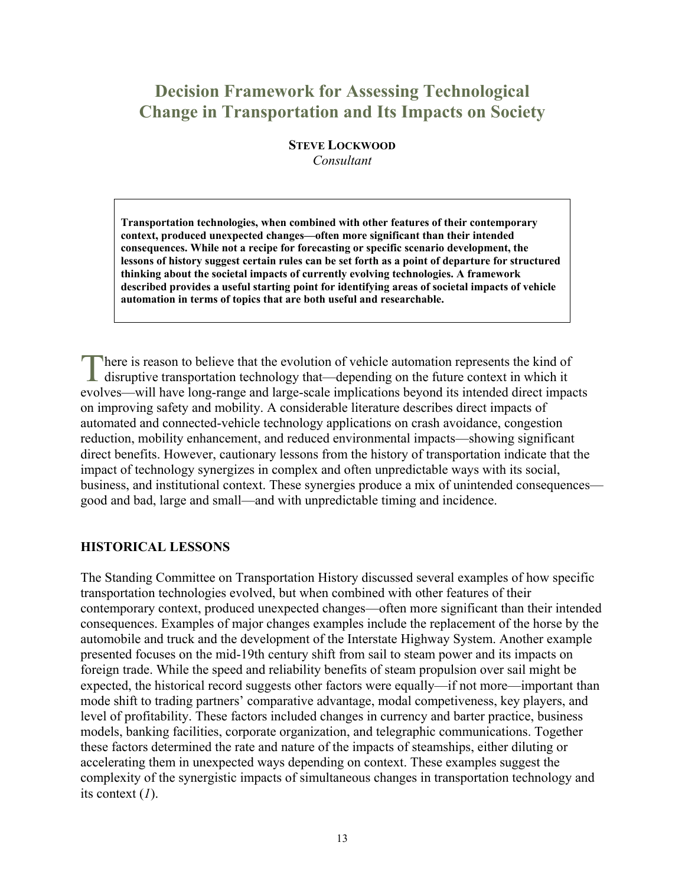# Decision Framework for Assessing Technological Change in Transportation and Its Impacts on Society

**STEVE LOCKWOOD**
*Consultant*

> **Transportation technologies, when combined with other features of their contemporary context, produced unexpected changes—often more significant than their intended consequences. While not a recipe for forecasting or specific scenario development, the lessons of history suggest certain rules can be set forth as a point of departure for structured thinking about the societal impacts of currently evolving technologies. A framework described provides a useful starting point for identifying areas of societal impacts of vehicle automation in terms of topics that are both useful and researchable.**

There is reason to believe that the evolution of vehicle automation represents the kind of disruptive transportation technology that—depending on the future context in which it evolves—will have long-range and large-scale implications beyond its intended direct impacts on improving safety and mobility. A considerable literature describes direct impacts of automated and connected-vehicle technology applications on crash avoidance, congestion reduction, mobility enhancement, and reduced environmental impacts—showing significant direct benefits. However, cautionary lessons from the history of transportation indicate that the impact of technology synergizes in complex and often unpredictable ways with its social, business, and institutional context. These synergies produce a mix of unintended consequences—good and bad, large and small—and with unpredictable timing and incidence.

## HISTORICAL LESSONS

The Standing Committee on Transportation History discussed several examples of how specific transportation technologies evolved, but when combined with other features of their contemporary context, produced unexpected changes—often more significant than their intended consequences. Examples of major changes examples include the replacement of the horse by the automobile and truck and the development of the Interstate Highway System. Another example presented focuses on the mid-19th century shift from sail to steam power and its impacts on foreign trade. While the speed and reliability benefits of steam propulsion over sail might be expected, the historical record suggests other factors were equally—if not more—important than mode shift to trading partners' comparative advantage, modal competiveness, key players, and level of profitability. These factors included changes in currency and barter practice, business models, banking facilities, corporate organization, and telegraphic communications. Together these factors determined the rate and nature of the impacts of steamships, either diluting or accelerating them in unexpected ways depending on context. These examples suggest the complexity of the synergistic impacts of simultaneous changes in transportation technology and its context (*1*).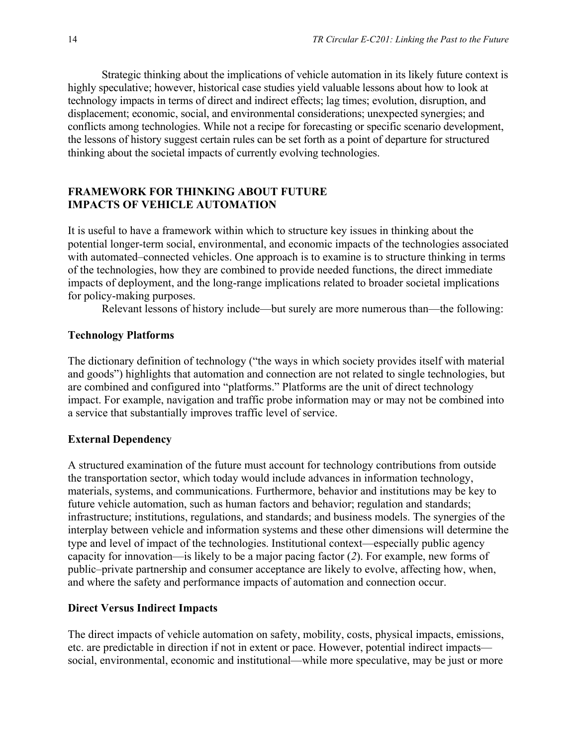Strategic thinking about the implications of vehicle automation in its likely future context is highly speculative; however, historical case studies yield valuable lessons about how to look at technology impacts in terms of direct and indirect effects; lag times; evolution, disruption, and displacement; economic, social, and environmental considerations; unexpected synergies; and conflicts among technologies. While not a recipe for forecasting or specific scenario development, the lessons of history suggest certain rules can be set forth as a point of departure for structured thinking about the societal impacts of currently evolving technologies.

## FRAMEWORK FOR THINKING ABOUT FUTURE IMPACTS OF VEHICLE AUTOMATION

It is useful to have a framework within which to structure key issues in thinking about the potential longer-term social, environmental, and economic impacts of the technologies associated with automated–connected vehicles. One approach is to examine is to structure thinking in terms of the technologies, how they are combined to provide needed functions, the direct immediate impacts of deployment, and the long-range implications related to broader societal implications for policy-making purposes.

Relevant lessons of history include—but surely are more numerous than—the following:

### Technology Platforms

The dictionary definition of technology ("the ways in which society provides itself with material and goods") highlights that automation and connection are not related to single technologies, but are combined and configured into "platforms." Platforms are the unit of direct technology impact. For example, navigation and traffic probe information may or may not be combined into a service that substantially improves traffic level of service.

### External Dependency

A structured examination of the future must account for technology contributions from outside the transportation sector, which today would include advances in information technology, materials, systems, and communications. Furthermore, behavior and institutions may be key to future vehicle automation, such as human factors and behavior; regulation and standards; infrastructure; institutions, regulations, and standards; and business models. The synergies of the interplay between vehicle and information systems and these other dimensions will determine the type and level of impact of the technologies. Institutional context—especially public agency capacity for innovation—is likely to be a major pacing factor (*2*). For example, new forms of public–private partnership and consumer acceptance are likely to evolve, affecting how, when, and where the safety and performance impacts of automation and connection occur.

### Direct Versus Indirect Impacts

The direct impacts of vehicle automation on safety, mobility, costs, physical impacts, emissions, etc. are predictable in direction if not in extent or pace. However, potential indirect impacts—social, environmental, economic and institutional—while more speculative, may be just or more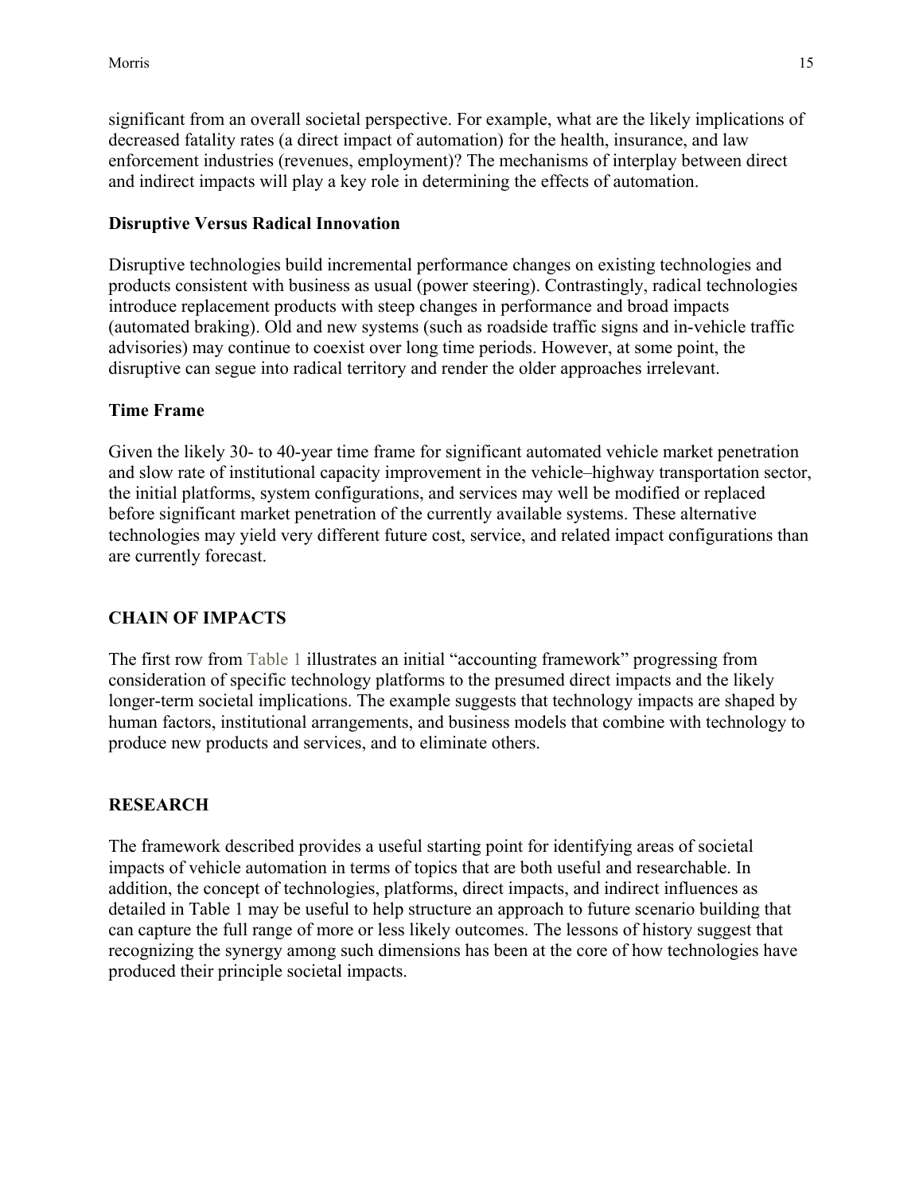significant from an overall societal perspective. For example, what are the likely implications of decreased fatality rates (a direct impact of automation) for the health, insurance, and law enforcement industries (revenues, employment)? The mechanisms of interplay between direct and indirect impacts will play a key role in determining the effects of automation.

### Disruptive Versus Radical Innovation

Disruptive technologies build incremental performance changes on existing technologies and products consistent with business as usual (power steering). Contrastingly, radical technologies introduce replacement products with steep changes in performance and broad impacts (automated braking). Old and new systems (such as roadside traffic signs and in-vehicle traffic advisories) may continue to coexist over long time periods. However, at some point, the disruptive can segue into radical territory and render the older approaches irrelevant.

### Time Frame

Given the likely 30- to 40-year time frame for significant automated vehicle market penetration and slow rate of institutional capacity improvement in the vehicle–highway transportation sector, the initial platforms, system configurations, and services may well be modified or replaced before significant market penetration of the currently available systems. These alternative technologies may yield very different future cost, service, and related impact configurations than are currently forecast.

## CHAIN OF IMPACTS

The first row from Table 1 illustrates an initial "accounting framework" progressing from consideration of specific technology platforms to the presumed direct impacts and the likely longer-term societal implications. The example suggests that technology impacts are shaped by human factors, institutional arrangements, and business models that combine with technology to produce new products and services, and to eliminate others.

## RESEARCH

The framework described provides a useful starting point for identifying areas of societal impacts of vehicle automation in terms of topics that are both useful and researchable. In addition, the concept of technologies, platforms, direct impacts, and indirect influences as detailed in Table 1 may be useful to help structure an approach to future scenario building that can capture the full range of more or less likely outcomes. The lessons of history suggest that recognizing the synergy among such dimensions has been at the core of how technologies have produced their principle societal impacts.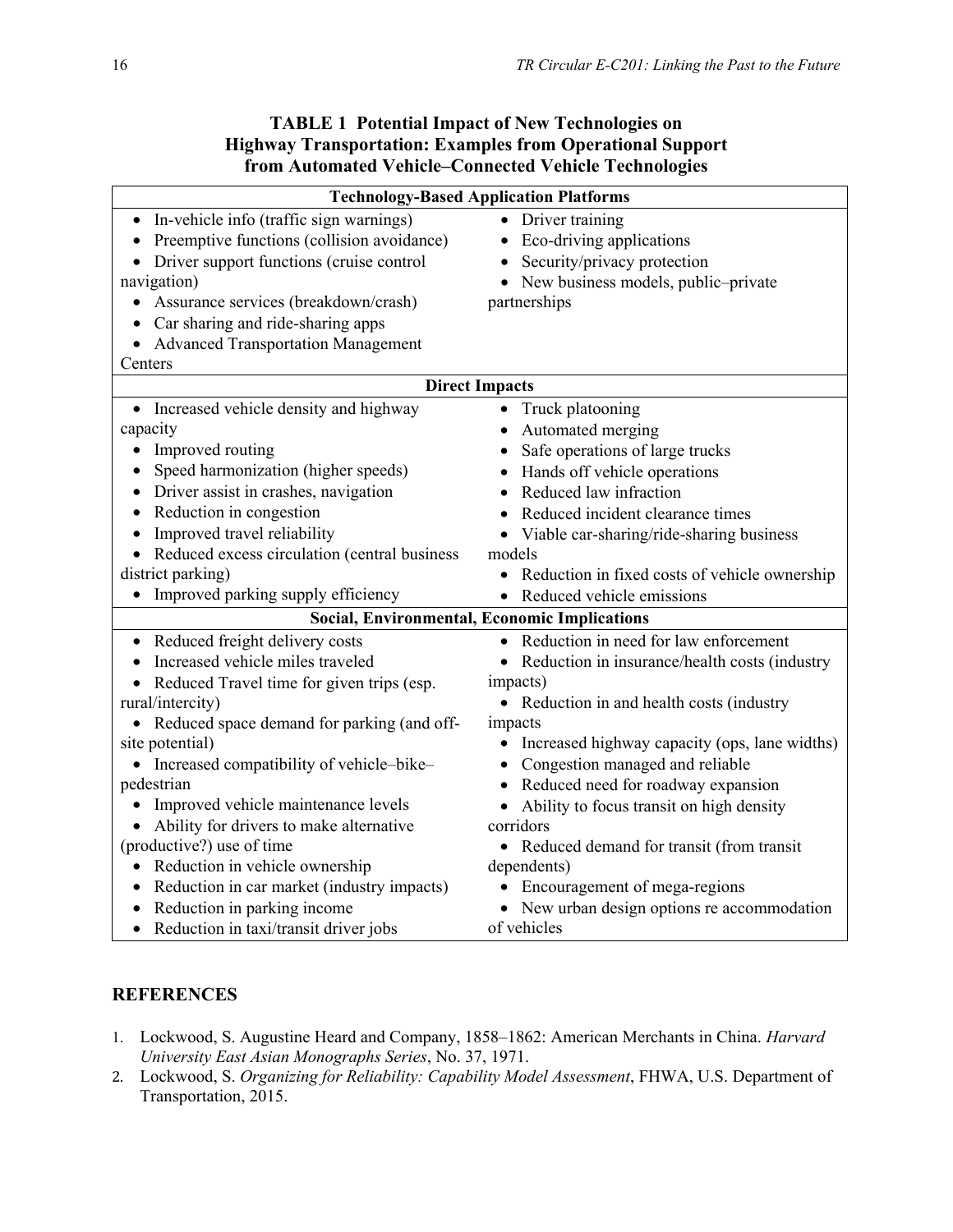**TABLE 1 Potential Impact of New Technologies on Highway Transportation: Examples from Operational Support from Automated Vehicle–Connected Vehicle Technologies**

| Technology-Based Application Platforms | |
|---|---|
| • In-vehicle info (traffic sign warnings)<br>• Preemptive functions (collision avoidance)<br>• Driver support functions (cruise control navigation)<br>• Assurance services (breakdown/crash)<br>• Car sharing and ride-sharing apps<br>• Advanced Transportation Management Centers | • Driver training<br>• Eco-driving applications<br>• Security/privacy protection<br>• New business models, public–private partnerships |
| **Direct Impacts** | |
| • Increased vehicle density and highway capacity<br>• Improved routing<br>• Speed harmonization (higher speeds)<br>• Driver assist in crashes, navigation<br>• Reduction in congestion<br>• Improved travel reliability<br>• Reduced excess circulation (central business district parking)<br>• Improved parking supply efficiency | • Truck platooning<br>• Automated merging<br>• Safe operations of large trucks<br>• Hands off vehicle operations<br>• Reduced law infraction<br>• Reduced incident clearance times<br>• Viable car-sharing/ride-sharing business models<br>• Reduction in fixed costs of vehicle ownership<br>• Reduced vehicle emissions |
| **Social, Environmental, Economic Implications** | |
| • Reduced freight delivery costs<br>• Increased vehicle miles traveled<br>• Reduced Travel time for given trips (esp. rural/intercity)<br>• Reduced space demand for parking (and off-site potential)<br>• Increased compatibility of vehicle–bike–pedestrian<br>• Improved vehicle maintenance levels<br>• Ability for drivers to make alternative (productive?) use of time<br>• Reduction in vehicle ownership<br>• Reduction in car market (industry impacts)<br>• Reduction in parking income<br>• Reduction in taxi/transit driver jobs | • Reduction in need for law enforcement<br>• Reduction in insurance/health costs (industry impacts)<br>• Reduction in and health costs (industry impacts<br>• Increased highway capacity (ops, lane widths)<br>• Congestion managed and reliable<br>• Reduced need for roadway expansion<br>• Ability to focus transit on high density corridors<br>• Reduced demand for transit (from transit dependents)<br>• Encouragement of mega-regions<br>• New urban design options re accommodation of vehicles |

## REFERENCES

1. Lockwood, S. Augustine Heard and Company, 1858–1862: American Merchants in China. *Harvard University East Asian Monographs Series*, No. 37, 1971.
2. Lockwood, S. *Organizing for Reliability: Capability Model Assessment*, FHWA, U.S. Department of Transportation, 2015.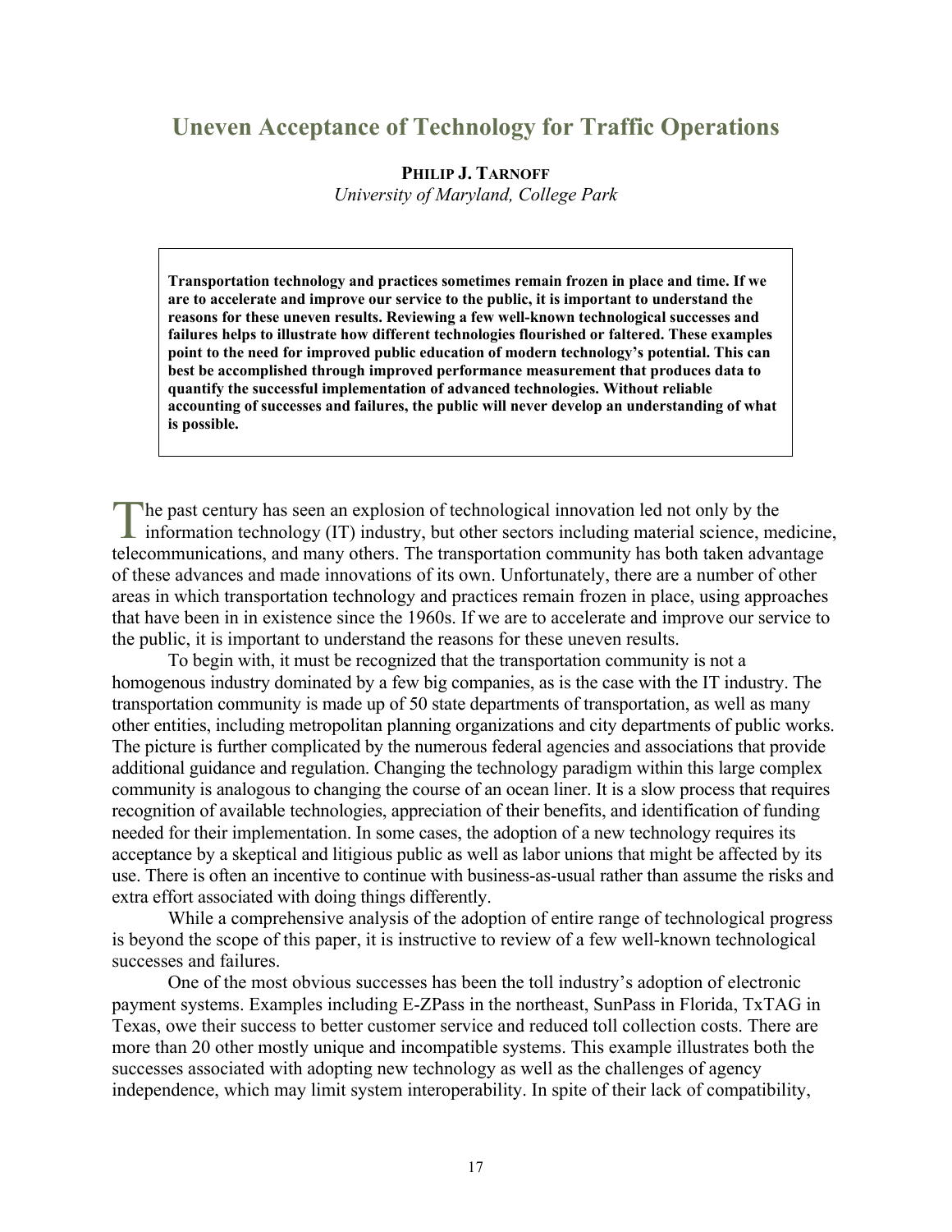# Uneven Acceptance of Technology for Traffic Operations

**PHILIP J. TARNOFF**
*University of Maryland, College Park*

**Transportation technology and practices sometimes remain frozen in place and time. If we are to accelerate and improve our service to the public, it is important to understand the reasons for these uneven results. Reviewing a few well-known technological successes and failures helps to illustrate how different technologies flourished or faltered. These examples point to the need for improved public education of modern technology's potential. This can best be accomplished through improved performance measurement that produces data to quantify the successful implementation of advanced technologies. Without reliable accounting of successes and failures, the public will never develop an understanding of what is possible.**

The past century has seen an explosion of technological innovation led not only by the information technology (IT) industry, but other sectors including material science, medicine, telecommunications, and many others. The transportation community has both taken advantage of these advances and made innovations of its own. Unfortunately, there are a number of other areas in which transportation technology and practices remain frozen in place, using approaches that have been in in existence since the 1960s. If we are to accelerate and improve our service to the public, it is important to understand the reasons for these uneven results.

To begin with, it must be recognized that the transportation community is not a homogenous industry dominated by a few big companies, as is the case with the IT industry. The transportation community is made up of 50 state departments of transportation, as well as many other entities, including metropolitan planning organizations and city departments of public works. The picture is further complicated by the numerous federal agencies and associations that provide additional guidance and regulation. Changing the technology paradigm within this large complex community is analogous to changing the course of an ocean liner. It is a slow process that requires recognition of available technologies, appreciation of their benefits, and identification of funding needed for their implementation. In some cases, the adoption of a new technology requires its acceptance by a skeptical and litigious public as well as labor unions that might be affected by its use. There is often an incentive to continue with business-as-usual rather than assume the risks and extra effort associated with doing things differently.

While a comprehensive analysis of the adoption of entire range of technological progress is beyond the scope of this paper, it is instructive to review of a few well-known technological successes and failures.

One of the most obvious successes has been the toll industry's adoption of electronic payment systems. Examples including E-ZPass in the northeast, SunPass in Florida, TxTAG in Texas, owe their success to better customer service and reduced toll collection costs. There are more than 20 other mostly unique and incompatible systems. This example illustrates both the successes associated with adopting new technology as well as the challenges of agency independence, which may limit system interoperability. In spite of their lack of compatibility,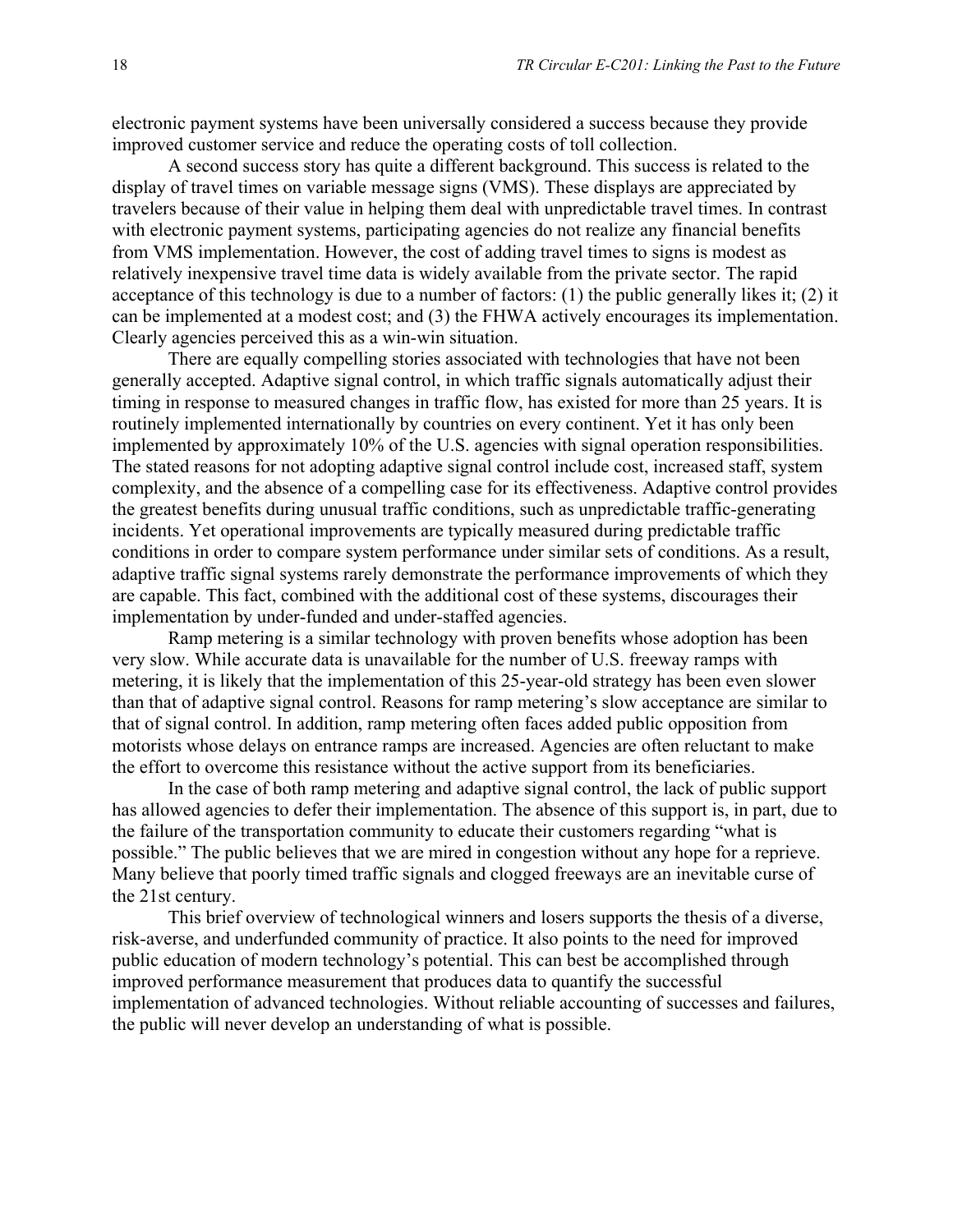electronic payment systems have been universally considered a success because they provide improved customer service and reduce the operating costs of toll collection.

A second success story has quite a different background. This success is related to the display of travel times on variable message signs (VMS). These displays are appreciated by travelers because of their value in helping them deal with unpredictable travel times. In contrast with electronic payment systems, participating agencies do not realize any financial benefits from VMS implementation. However, the cost of adding travel times to signs is modest as relatively inexpensive travel time data is widely available from the private sector. The rapid acceptance of this technology is due to a number of factors: (1) the public generally likes it; (2) it can be implemented at a modest cost; and (3) the FHWA actively encourages its implementation. Clearly agencies perceived this as a win-win situation.

There are equally compelling stories associated with technologies that have not been generally accepted. Adaptive signal control, in which traffic signals automatically adjust their timing in response to measured changes in traffic flow, has existed for more than 25 years. It is routinely implemented internationally by countries on every continent. Yet it has only been implemented by approximately 10% of the U.S. agencies with signal operation responsibilities. The stated reasons for not adopting adaptive signal control include cost, increased staff, system complexity, and the absence of a compelling case for its effectiveness. Adaptive control provides the greatest benefits during unusual traffic conditions, such as unpredictable traffic-generating incidents. Yet operational improvements are typically measured during predictable traffic conditions in order to compare system performance under similar sets of conditions. As a result, adaptive traffic signal systems rarely demonstrate the performance improvements of which they are capable. This fact, combined with the additional cost of these systems, discourages their implementation by under-funded and under-staffed agencies.

Ramp metering is a similar technology with proven benefits whose adoption has been very slow. While accurate data is unavailable for the number of U.S. freeway ramps with metering, it is likely that the implementation of this 25-year-old strategy has been even slower than that of adaptive signal control. Reasons for ramp metering's slow acceptance are similar to that of signal control. In addition, ramp metering often faces added public opposition from motorists whose delays on entrance ramps are increased. Agencies are often reluctant to make the effort to overcome this resistance without the active support from its beneficiaries.

In the case of both ramp metering and adaptive signal control, the lack of public support has allowed agencies to defer their implementation. The absence of this support is, in part, due to the failure of the transportation community to educate their customers regarding "what is possible." The public believes that we are mired in congestion without any hope for a reprieve. Many believe that poorly timed traffic signals and clogged freeways are an inevitable curse of the 21st century.

This brief overview of technological winners and losers supports the thesis of a diverse, risk-averse, and underfunded community of practice. It also points to the need for improved public education of modern technology's potential. This can best be accomplished through improved performance measurement that produces data to quantify the successful implementation of advanced technologies. Without reliable accounting of successes and failures, the public will never develop an understanding of what is possible.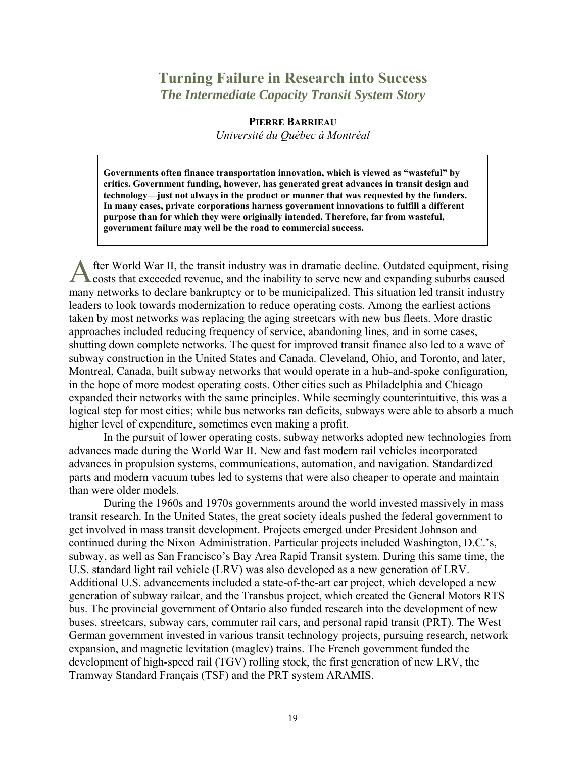# Turning Failure in Research into Success

## *The Intermediate Capacity Transit System Story*

**PIERRE BARRIEAU**
*Université du Québec à Montréal*

> **Governments often finance transportation innovation, which is viewed as "wasteful" by critics. Government funding, however, has generated great advances in transit design and technology—just not always in the product or manner that was requested by the funders. In many cases, private corporations harness government innovations to fulfill a different purpose than for which they were originally intended. Therefore, far from wasteful, government failure may well be the road to commercial success.**

After World War II, the transit industry was in dramatic decline. Outdated equipment, rising costs that exceeded revenue, and the inability to serve new and expanding suburbs caused many networks to declare bankruptcy or to be municipalized. This situation led transit industry leaders to look towards modernization to reduce operating costs. Among the earliest actions taken by most networks was replacing the aging streetcars with new bus fleets. More drastic approaches included reducing frequency of service, abandoning lines, and in some cases, shutting down complete networks. The quest for improved transit finance also led to a wave of subway construction in the United States and Canada. Cleveland, Ohio, and Toronto, and later, Montreal, Canada, built subway networks that would operate in a hub-and-spoke configuration, in the hope of more modest operating costs. Other cities such as Philadelphia and Chicago expanded their networks with the same principles. While seemingly counterintuitive, this was a logical step for most cities; while bus networks ran deficits, subways were able to absorb a much higher level of expenditure, sometimes even making a profit.

In the pursuit of lower operating costs, subway networks adopted new technologies from advances made during the World War II. New and fast modern rail vehicles incorporated advances in propulsion systems, communications, automation, and navigation. Standardized parts and modern vacuum tubes led to systems that were also cheaper to operate and maintain than were older models.

During the 1960s and 1970s governments around the world invested massively in mass transit research. In the United States, the great society ideals pushed the federal government to get involved in mass transit development. Projects emerged under President Johnson and continued during the Nixon Administration. Particular projects included Washington, D.C.'s, subway, as well as San Francisco's Bay Area Rapid Transit system. During this same time, the U.S. standard light rail vehicle (LRV) was also developed as a new generation of LRV. Additional U.S. advancements included a state-of-the-art car project, which developed a new generation of subway railcar, and the Transbus project, which created the General Motors RTS bus. The provincial government of Ontario also funded research into the development of new buses, streetcars, subway cars, commuter rail cars, and personal rapid transit (PRT). The West German government invested in various transit technology projects, pursuing research, network expansion, and magnetic levitation (maglev) trains. The French government funded the development of high-speed rail (TGV) rolling stock, the first generation of new LRV, the Tramway Standard Français (TSF) and the PRT system ARAMIS.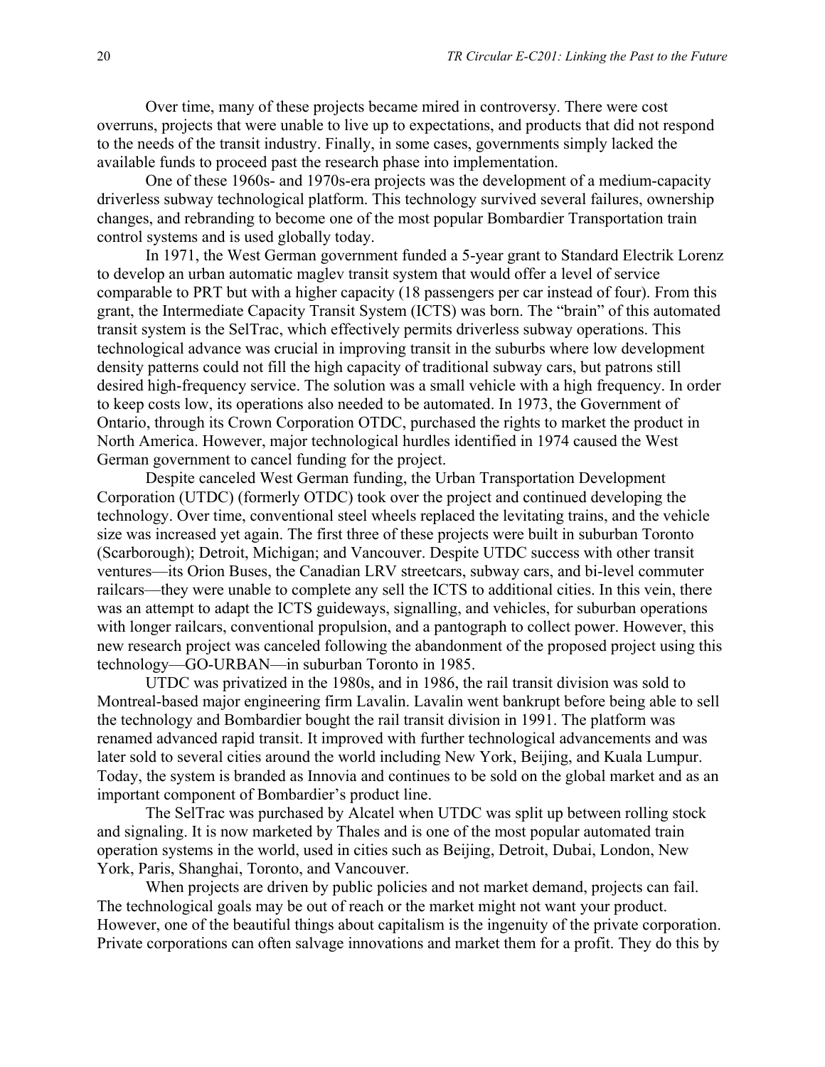Over time, many of these projects became mired in controversy. There were cost overruns, projects that were unable to live up to expectations, and products that did not respond to the needs of the transit industry. Finally, in some cases, governments simply lacked the available funds to proceed past the research phase into implementation.

One of these 1960s- and 1970s-era projects was the development of a medium-capacity driverless subway technological platform. This technology survived several failures, ownership changes, and rebranding to become one of the most popular Bombardier Transportation train control systems and is used globally today.

In 1971, the West German government funded a 5-year grant to Standard Electrik Lorenz to develop an urban automatic maglev transit system that would offer a level of service comparable to PRT but with a higher capacity (18 passengers per car instead of four). From this grant, the Intermediate Capacity Transit System (ICTS) was born. The "brain" of this automated transit system is the SelTrac, which effectively permits driverless subway operations. This technological advance was crucial in improving transit in the suburbs where low development density patterns could not fill the high capacity of traditional subway cars, but patrons still desired high-frequency service. The solution was a small vehicle with a high frequency. In order to keep costs low, its operations also needed to be automated. In 1973, the Government of Ontario, through its Crown Corporation OTDC, purchased the rights to market the product in North America. However, major technological hurdles identified in 1974 caused the West German government to cancel funding for the project.

Despite canceled West German funding, the Urban Transportation Development Corporation (UTDC) (formerly OTDC) took over the project and continued developing the technology. Over time, conventional steel wheels replaced the levitating trains, and the vehicle size was increased yet again. The first three of these projects were built in suburban Toronto (Scarborough); Detroit, Michigan; and Vancouver. Despite UTDC success with other transit ventures—its Orion Buses, the Canadian LRV streetcars, subway cars, and bi-level commuter railcars—they were unable to complete any sell the ICTS to additional cities. In this vein, there was an attempt to adapt the ICTS guideways, signalling, and vehicles, for suburban operations with longer railcars, conventional propulsion, and a pantograph to collect power. However, this new research project was canceled following the abandonment of the proposed project using this technology—GO-URBAN—in suburban Toronto in 1985.

UTDC was privatized in the 1980s, and in 1986, the rail transit division was sold to Montreal-based major engineering firm Lavalin. Lavalin went bankrupt before being able to sell the technology and Bombardier bought the rail transit division in 1991. The platform was renamed advanced rapid transit. It improved with further technological advancements and was later sold to several cities around the world including New York, Beijing, and Kuala Lumpur. Today, the system is branded as Innovia and continues to be sold on the global market and as an important component of Bombardier's product line.

The SelTrac was purchased by Alcatel when UTDC was split up between rolling stock and signaling. It is now marketed by Thales and is one of the most popular automated train operation systems in the world, used in cities such as Beijing, Detroit, Dubai, London, New York, Paris, Shanghai, Toronto, and Vancouver.

When projects are driven by public policies and not market demand, projects can fail. The technological goals may be out of reach or the market might not want your product. However, one of the beautiful things about capitalism is the ingenuity of the private corporation. Private corporations can often salvage innovations and market them for a profit. They do this by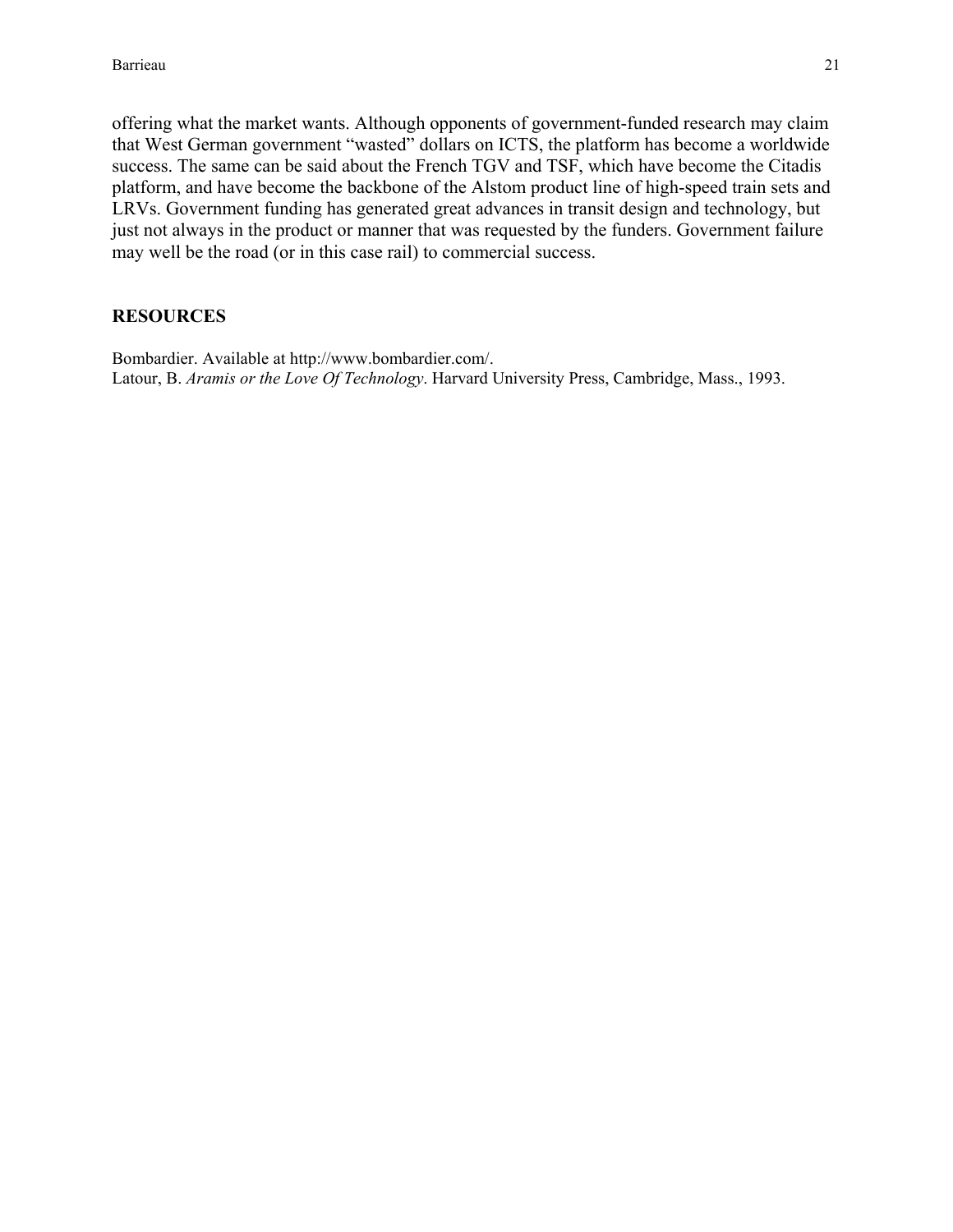offering what the market wants. Although opponents of government-funded research may claim that West German government "wasted" dollars on ICTS, the platform has become a worldwide success. The same can be said about the French TGV and TSF, which have become the Citadis platform, and have become the backbone of the Alstom product line of high-speed train sets and LRVs. Government funding has generated great advances in transit design and technology, but just not always in the product or manner that was requested by the funders. Government failure may well be the road (or in this case rail) to commercial success.

## RESOURCES

Bombardier. Available at http://www.bombardier.com/.
Latour, B. *Aramis or the Love Of Technology*. Harvard University Press, Cambridge, Mass., 1993.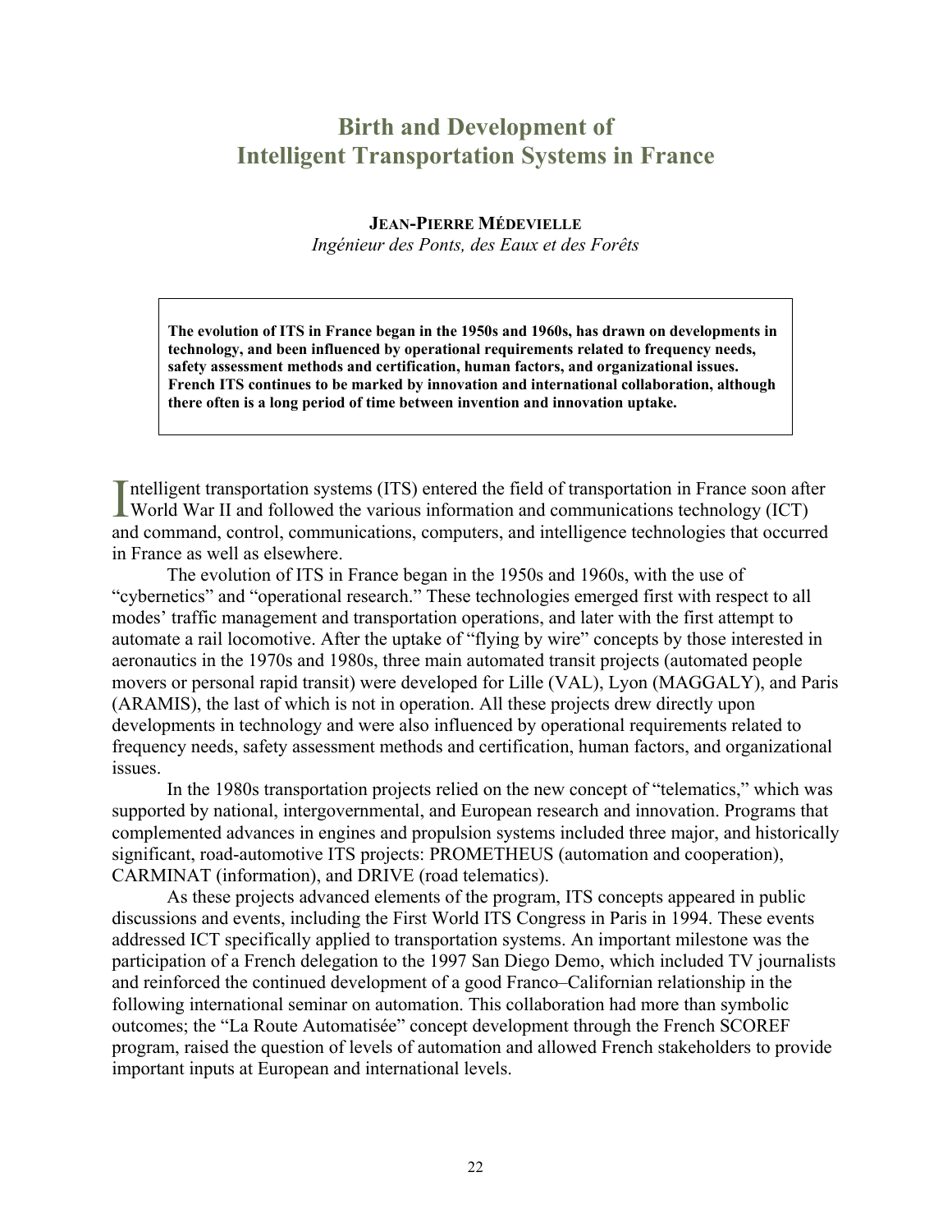# Birth and Development of Intelligent Transportation Systems in France

**JEAN-PIERRE MÉDEVIELLE**
*Ingénieur des Ponts, des Eaux et des Forêts*

> **The evolution of ITS in France began in the 1950s and 1960s, has drawn on developments in technology, and been influenced by operational requirements related to frequency needs, safety assessment methods and certification, human factors, and organizational issues. French ITS continues to be marked by innovation and international collaboration, although there often is a long period of time between invention and innovation uptake.**

Intelligent transportation systems (ITS) entered the field of transportation in France soon after World War II and followed the various information and communications technology (ICT) and command, control, communications, computers, and intelligence technologies that occurred in France as well as elsewhere.

The evolution of ITS in France began in the 1950s and 1960s, with the use of "cybernetics" and "operational research." These technologies emerged first with respect to all modes' traffic management and transportation operations, and later with the first attempt to automate a rail locomotive. After the uptake of "flying by wire" concepts by those interested in aeronautics in the 1970s and 1980s, three main automated transit projects (automated people movers or personal rapid transit) were developed for Lille (VAL), Lyon (MAGGALY), and Paris (ARAMIS), the last of which is not in operation. All these projects drew directly upon developments in technology and were also influenced by operational requirements related to frequency needs, safety assessment methods and certification, human factors, and organizational issues.

In the 1980s transportation projects relied on the new concept of "telematics," which was supported by national, intergovernmental, and European research and innovation. Programs that complemented advances in engines and propulsion systems included three major, and historically significant, road-automotive ITS projects: PROMETHEUS (automation and cooperation), CARMINAT (information), and DRIVE (road telematics).

As these projects advanced elements of the program, ITS concepts appeared in public discussions and events, including the First World ITS Congress in Paris in 1994. These events addressed ICT specifically applied to transportation systems. An important milestone was the participation of a French delegation to the 1997 San Diego Demo, which included TV journalists and reinforced the continued development of a good Franco–Californian relationship in the following international seminar on automation. This collaboration had more than symbolic outcomes; the "La Route Automatisée" concept development through the French SCOREF program, raised the question of levels of automation and allowed French stakeholders to provide important inputs at European and international levels.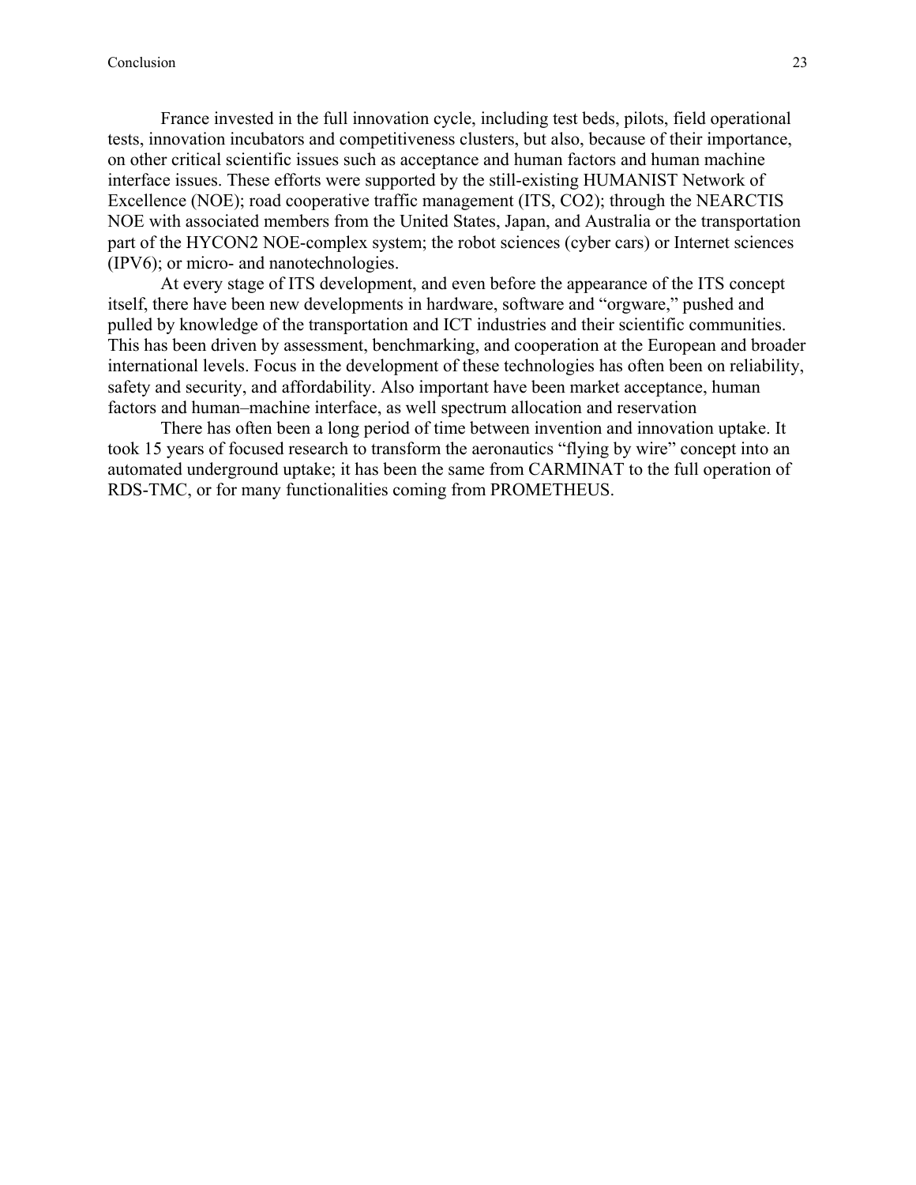France invested in the full innovation cycle, including test beds, pilots, field operational tests, innovation incubators and competitiveness clusters, but also, because of their importance, on other critical scientific issues such as acceptance and human factors and human machine interface issues. These efforts were supported by the still-existing HUMANIST Network of Excellence (NOE); road cooperative traffic management (ITS, CO2); through the NEARCTIS NOE with associated members from the United States, Japan, and Australia or the transportation part of the HYCON2 NOE-complex system; the robot sciences (cyber cars) or Internet sciences (IPV6); or micro- and nanotechnologies.

At every stage of ITS development, and even before the appearance of the ITS concept itself, there have been new developments in hardware, software and "orgware," pushed and pulled by knowledge of the transportation and ICT industries and their scientific communities. This has been driven by assessment, benchmarking, and cooperation at the European and broader international levels. Focus in the development of these technologies has often been on reliability, safety and security, and affordability. Also important have been market acceptance, human factors and human–machine interface, as well spectrum allocation and reservation

There has often been a long period of time between invention and innovation uptake. It took 15 years of focused research to transform the aeronautics "flying by wire" concept into an automated underground uptake; it has been the same from CARMINAT to the full operation of RDS-TMC, or for many functionalities coming from PROMETHEUS.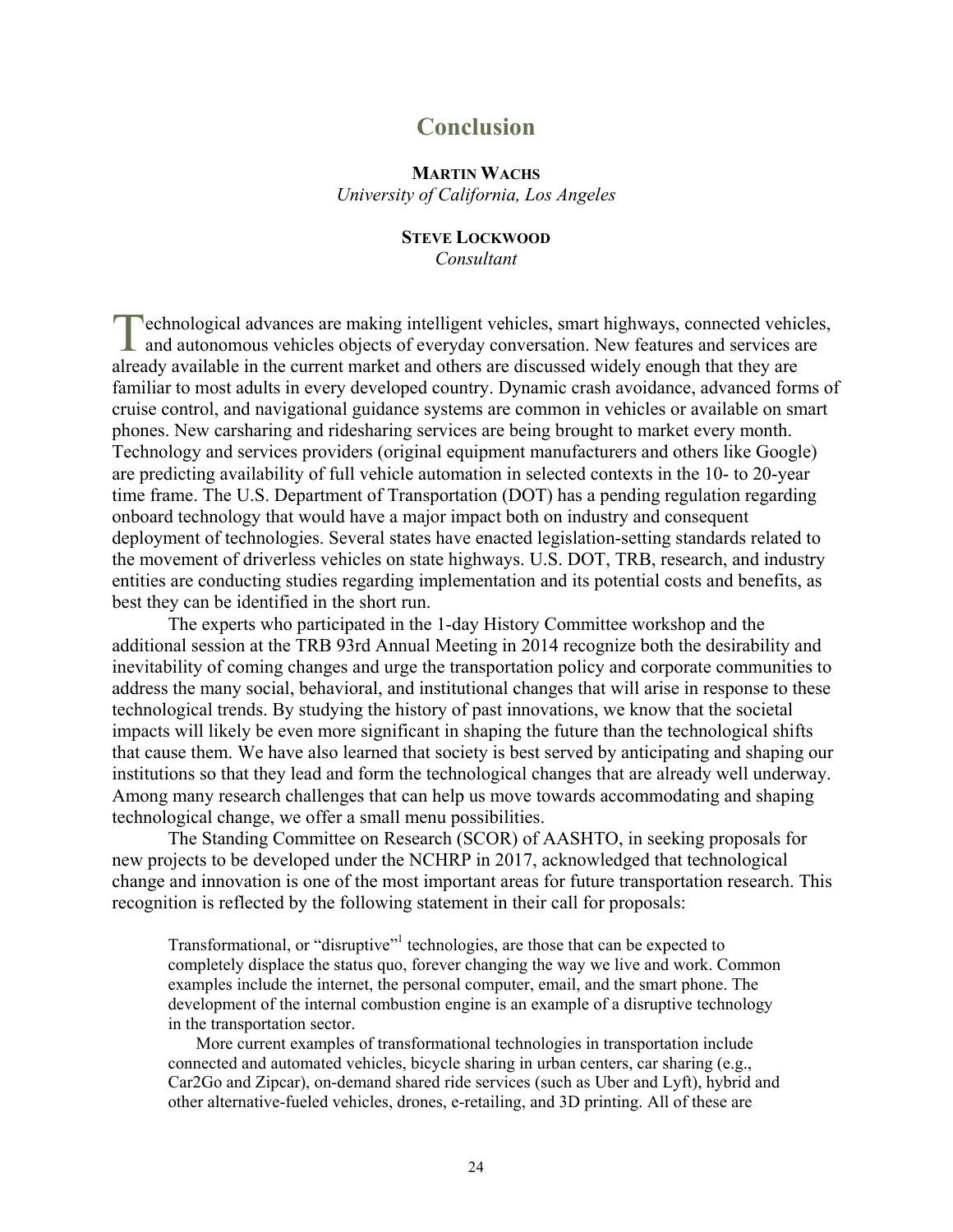# Conclusion

**MARTIN WACHS**
*University of California, Los Angeles*

**STEVE LOCKWOOD**
*Consultant*

Technological advances are making intelligent vehicles, smart highways, connected vehicles, and autonomous vehicles objects of everyday conversation. New features and services are already available in the current market and others are discussed widely enough that they are familiar to most adults in every developed country. Dynamic crash avoidance, advanced forms of cruise control, and navigational guidance systems are common in vehicles or available on smart phones. New carsharing and ridesharing services are being brought to market every month. Technology and services providers (original equipment manufacturers and others like Google) are predicting availability of full vehicle automation in selected contexts in the 10- to 20-year time frame. The U.S. Department of Transportation (DOT) has a pending regulation regarding onboard technology that would have a major impact both on industry and consequent deployment of technologies. Several states have enacted legislation-setting standards related to the movement of driverless vehicles on state highways. U.S. DOT, TRB, research, and industry entities are conducting studies regarding implementation and its potential costs and benefits, as best they can be identified in the short run.

The experts who participated in the 1-day History Committee workshop and the additional session at the TRB 93rd Annual Meeting in 2014 recognize both the desirability and inevitability of coming changes and urge the transportation policy and corporate communities to address the many social, behavioral, and institutional changes that will arise in response to these technological trends. By studying the history of past innovations, we know that the societal impacts will likely be even more significant in shaping the future than the technological shifts that cause them. We have also learned that society is best served by anticipating and shaping our institutions so that they lead and form the technological changes that are already well underway. Among many research challenges that can help us move towards accommodating and shaping technological change, we offer a small menu possibilities.

The Standing Committee on Research (SCOR) of AASHTO, in seeking proposals for new projects to be developed under the NCHRP in 2017, acknowledged that technological change and innovation is one of the most important areas for future transportation research. This recognition is reflected by the following statement in their call for proposals:

> Transformational, or "disruptive"[1] technologies, are those that can be expected to completely displace the status quo, forever changing the way we live and work. Common examples include the internet, the personal computer, email, and the smart phone. The development of the internal combustion engine is an example of a disruptive technology in the transportation sector.
>
> More current examples of transformational technologies in transportation include connected and automated vehicles, bicycle sharing in urban centers, car sharing (e.g., Car2Go and Zipcar), on-demand shared ride services (such as Uber and Lyft), hybrid and other alternative-fueled vehicles, drones, e-retailing, and 3D printing. All of these are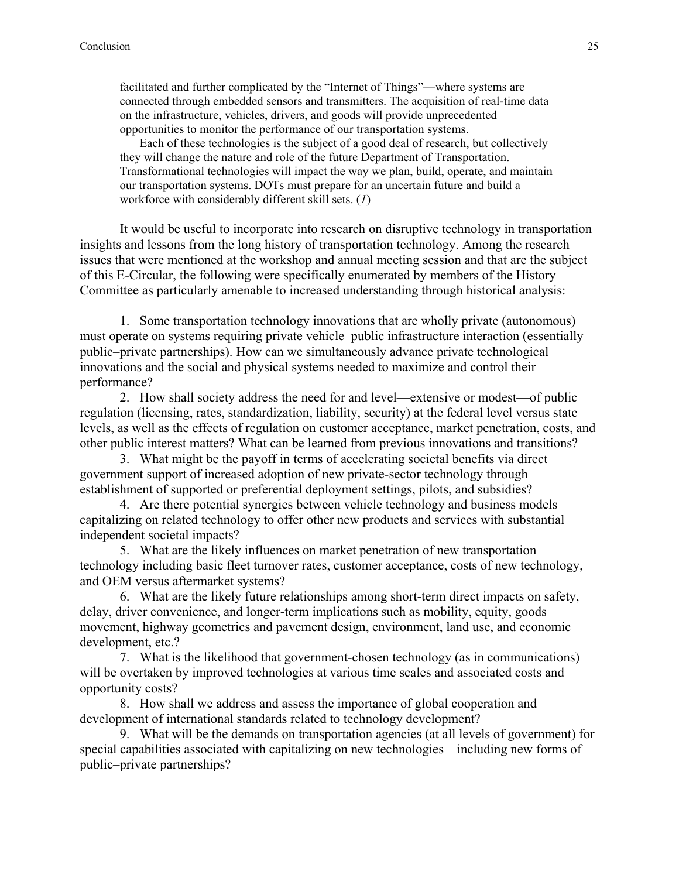> facilitated and further complicated by the "Internet of Things"—where systems are connected through embedded sensors and transmitters. The acquisition of real-time data on the infrastructure, vehicles, drivers, and goods will provide unprecedented opportunities to monitor the performance of our transportation systems.
>
> Each of these technologies is the subject of a good deal of research, but collectively they will change the nature and role of the future Department of Transportation. Transformational technologies will impact the way we plan, build, operate, and maintain our transportation systems. DOTs must prepare for an uncertain future and build a workforce with considerably different skill sets. (*1*)

It would be useful to incorporate into research on disruptive technology in transportation insights and lessons from the long history of transportation technology. Among the research issues that were mentioned at the workshop and annual meeting session and that are the subject of this E-Circular, the following were specifically enumerated by members of the History Committee as particularly amenable to increased understanding through historical analysis:

1. Some transportation technology innovations that are wholly private (autonomous) must operate on systems requiring private vehicle–public infrastructure interaction (essentially public–private partnerships). How can we simultaneously advance private technological innovations and the social and physical systems needed to maximize and control their performance?
2. How shall society address the need for and level—extensive or modest—of public regulation (licensing, rates, standardization, liability, security) at the federal level versus state levels, as well as the effects of regulation on customer acceptance, market penetration, costs, and other public interest matters? What can be learned from previous innovations and transitions?
3. What might be the payoff in terms of accelerating societal benefits via direct government support of increased adoption of new private-sector technology through establishment of supported or preferential deployment settings, pilots, and subsidies?
4. Are there potential synergies between vehicle technology and business models capitalizing on related technology to offer other new products and services with substantial independent societal impacts?
5. What are the likely influences on market penetration of new transportation technology including basic fleet turnover rates, customer acceptance, costs of new technology, and OEM versus aftermarket systems?
6. What are the likely future relationships among short-term direct impacts on safety, delay, driver convenience, and longer-term implications such as mobility, equity, goods movement, highway geometrics and pavement design, environment, land use, and economic development, etc.?
7. What is the likelihood that government-chosen technology (as in communications) will be overtaken by improved technologies at various time scales and associated costs and opportunity costs?
8. How shall we address and assess the importance of global cooperation and development of international standards related to technology development?
9. What will be the demands on transportation agencies (at all levels of government) for special capabilities associated with capitalizing on new technologies—including new forms of public–private partnerships?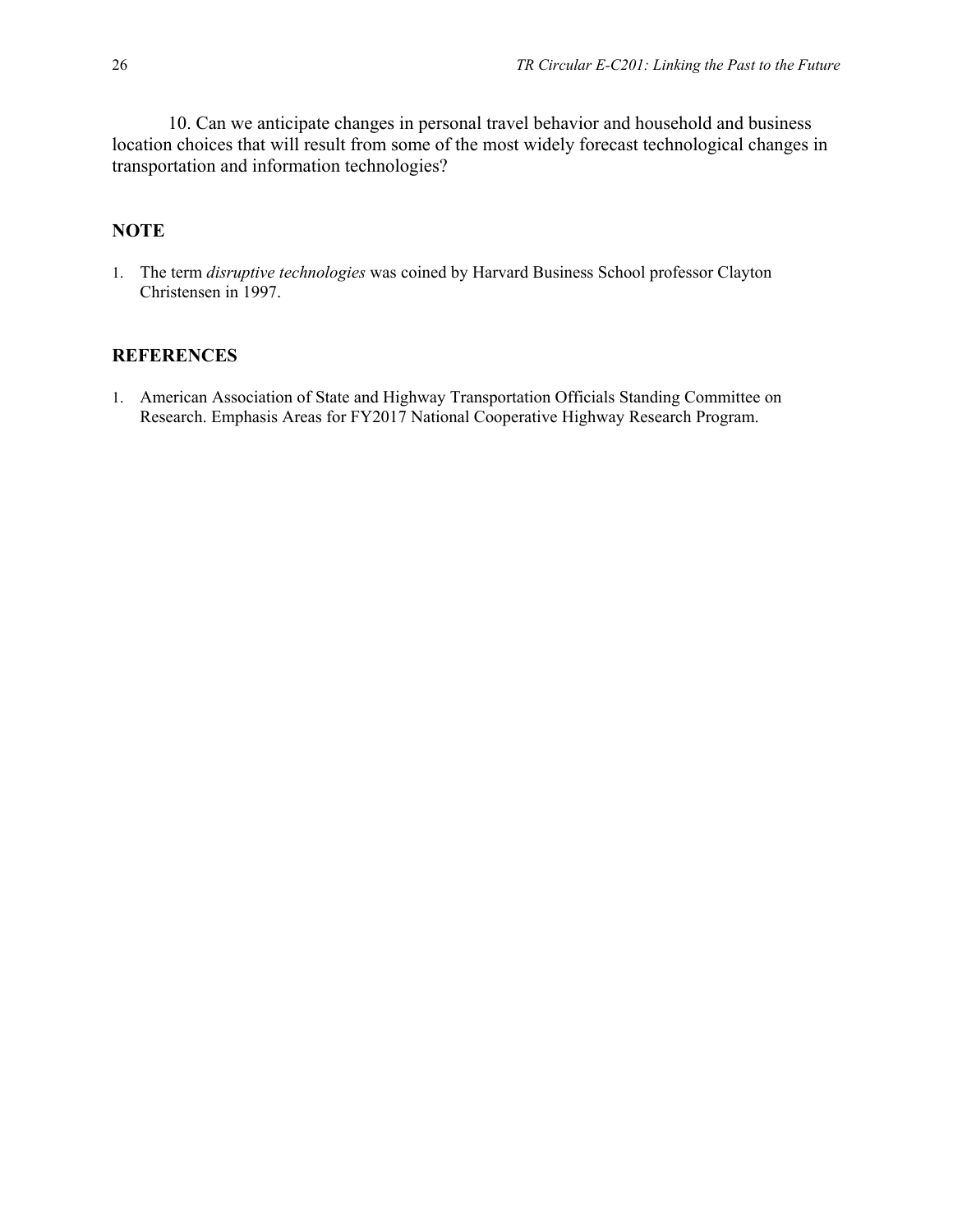10. Can we anticipate changes in personal travel behavior and household and business location choices that will result from some of the most widely forecast technological changes in transportation and information technologies?

## NOTE

1. The term *disruptive technologies* was coined by Harvard Business School professor Clayton Christensen in 1997.

## REFERENCES

1. American Association of State and Highway Transportation Officials Standing Committee on Research. Emphasis Areas for FY2017 National Cooperative Highway Research Program.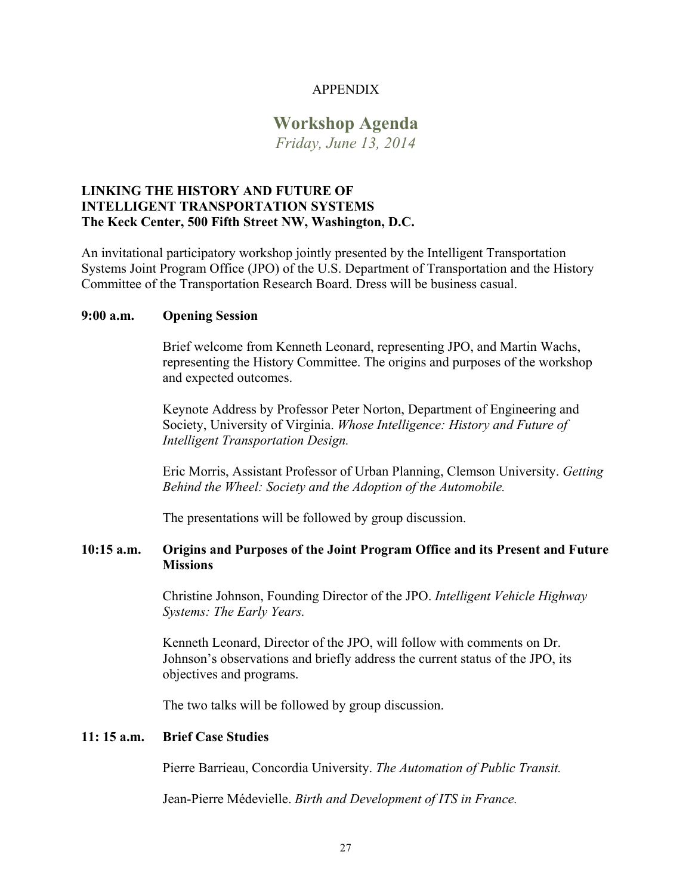APPENDIX

# Workshop Agenda

*Friday, June 13, 2014*

**LINKING THE HISTORY AND FUTURE OF**
**INTELLIGENT TRANSPORTATION SYSTEMS**
**The Keck Center, 500 Fifth Street NW, Washington, D.C.**

An invitational participatory workshop jointly presented by the Intelligent Transportation Systems Joint Program Office (JPO) of the U.S. Department of Transportation and the History Committee of the Transportation Research Board. Dress will be business casual.

**9:00 a.m. Opening Session**

Brief welcome from Kenneth Leonard, representing JPO, and Martin Wachs, representing the History Committee. The origins and purposes of the workshop and expected outcomes.

Keynote Address by Professor Peter Norton, Department of Engineering and Society, University of Virginia. *Whose Intelligence: History and Future of Intelligent Transportation Design.*

Eric Morris, Assistant Professor of Urban Planning, Clemson University. *Getting Behind the Wheel: Society and the Adoption of the Automobile.*

The presentations will be followed by group discussion.

**10:15 a.m. Origins and Purposes of the Joint Program Office and its Present and Future Missions**

Christine Johnson, Founding Director of the JPO. *Intelligent Vehicle Highway Systems: The Early Years.*

Kenneth Leonard, Director of the JPO, will follow with comments on Dr. Johnson's observations and briefly address the current status of the JPO, its objectives and programs.

The two talks will be followed by group discussion.

**11: 15 a.m. Brief Case Studies**

Pierre Barrieau, Concordia University. *The Automation of Public Transit.*

Jean-Pierre Médevielle. *Birth and Development of ITS in France.*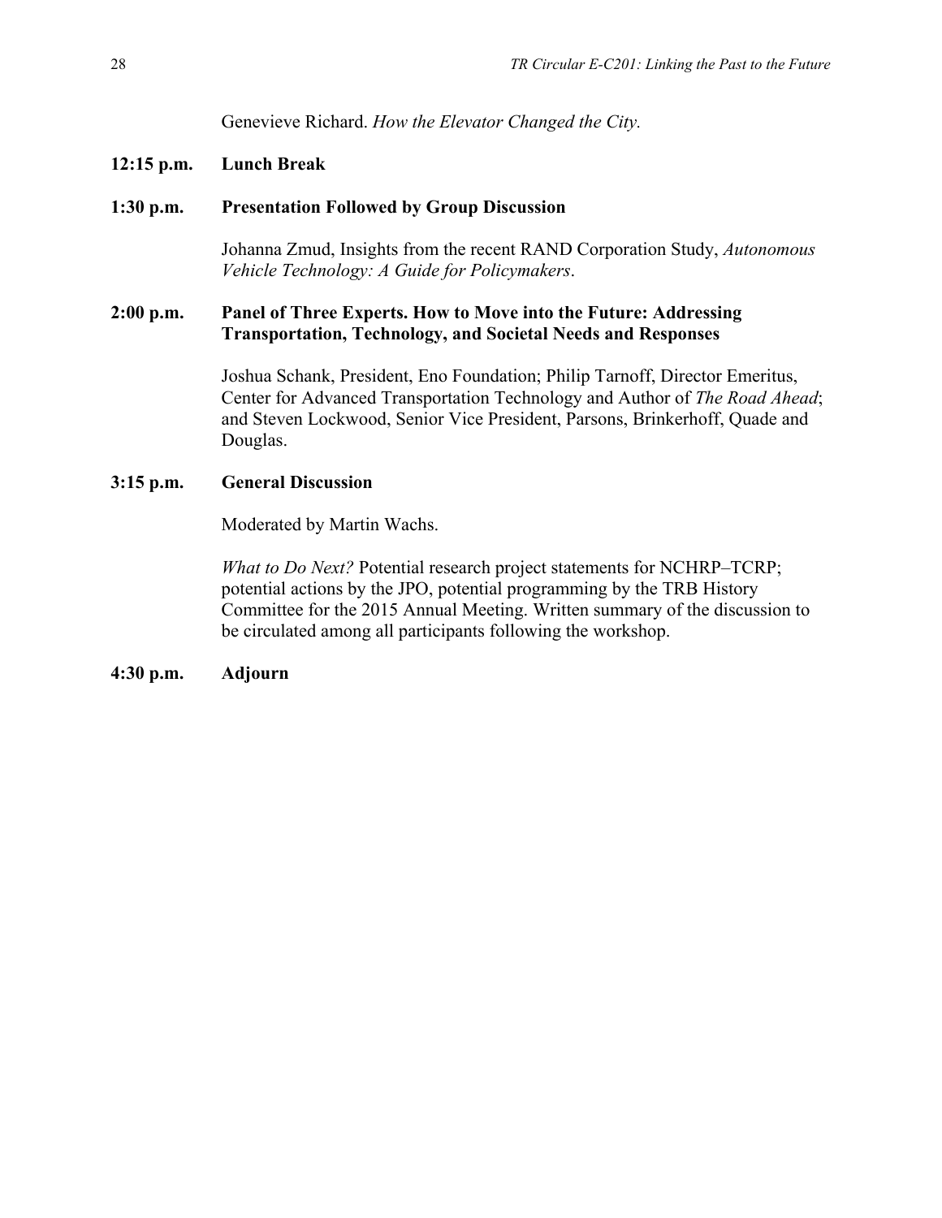Genevieve Richard. *How the Elevator Changed the City.*

**12:15 p.m.** **Lunch Break**

**1:30 p.m.** **Presentation Followed by Group Discussion**

Johanna Zmud, Insights from the recent RAND Corporation Study, *Autonomous Vehicle Technology: A Guide for Policymakers*.

**2:00 p.m.** **Panel of Three Experts. How to Move into the Future: Addressing Transportation, Technology, and Societal Needs and Responses**

Joshua Schank, President, Eno Foundation; Philip Tarnoff, Director Emeritus, Center for Advanced Transportation Technology and Author of *The Road Ahead*; and Steven Lockwood, Senior Vice President, Parsons, Brinkerhoff, Quade and Douglas.

**3:15 p.m.** **General Discussion**

Moderated by Martin Wachs.

*What to Do Next?* Potential research project statements for NCHRP–TCRP; potential actions by the JPO, potential programming by the TRB History Committee for the 2015 Annual Meeting. Written summary of the discussion to be circulated among all participants following the workshop.

**4:30 p.m.** **Adjourn**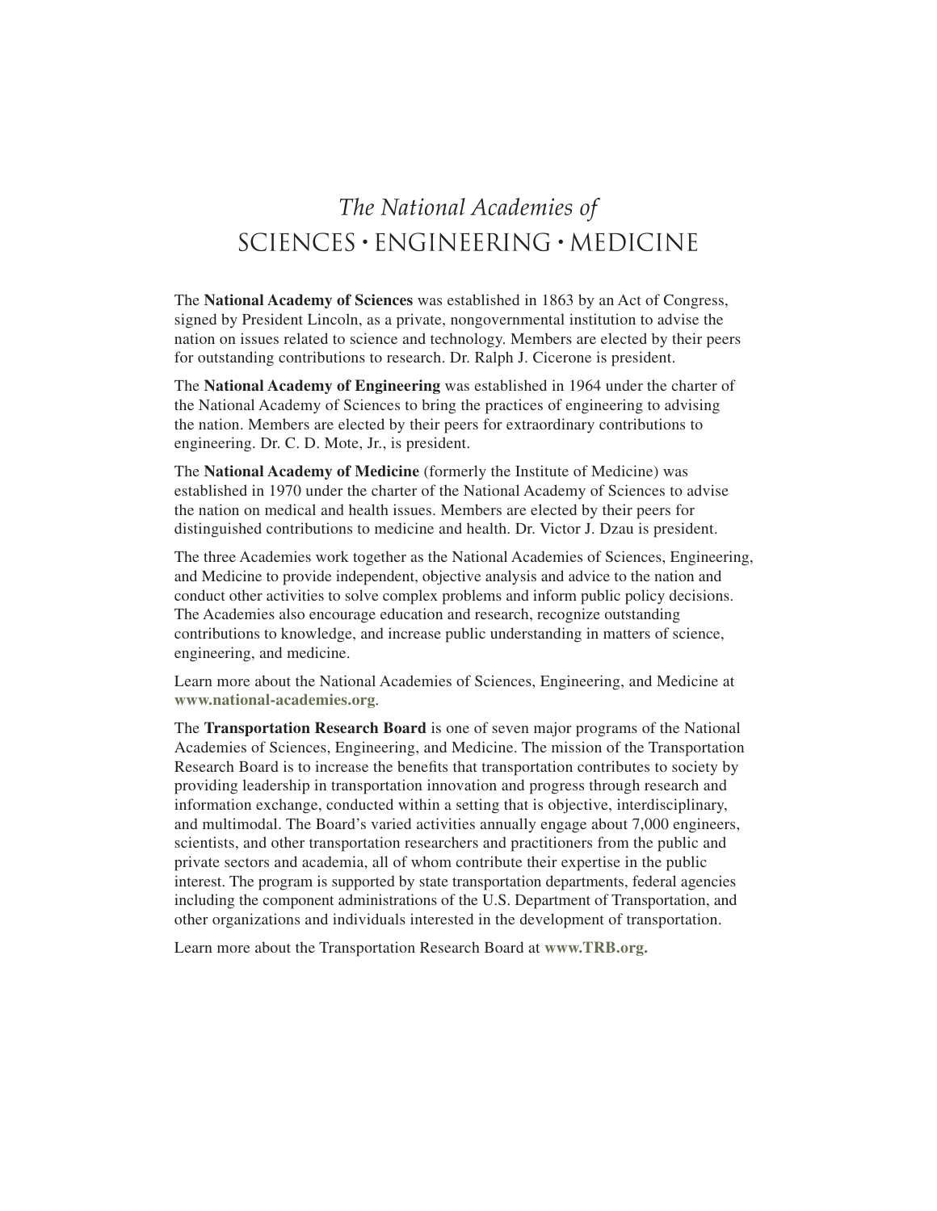# *The National Academies of*
# SCIENCES · ENGINEERING · MEDICINE

The **National Academy of Sciences** was established in 1863 by an Act of Congress, signed by President Lincoln, as a private, nongovernmental institution to advise the nation on issues related to science and technology. Members are elected by their peers for outstanding contributions to research. Dr. Ralph J. Cicerone is president.

The **National Academy of Engineering** was established in 1964 under the charter of the National Academy of Sciences to bring the practices of engineering to advising the nation. Members are elected by their peers for extraordinary contributions to engineering. Dr. C. D. Mote, Jr., is president.

The **National Academy of Medicine** (formerly the Institute of Medicine) was established in 1970 under the charter of the National Academy of Sciences to advise the nation on medical and health issues. Members are elected by their peers for distinguished contributions to medicine and health. Dr. Victor J. Dzau is president.

The three Academies work together as the National Academies of Sciences, Engineering, and Medicine to provide independent, objective analysis and advice to the nation and conduct other activities to solve complex problems and inform public policy decisions. The Academies also encourage education and research, recognize outstanding contributions to knowledge, and increase public understanding in matters of science, engineering, and medicine.

Learn more about the National Academies of Sciences, Engineering, and Medicine at **www.national-academies.org**.

The **Transportation Research Board** is one of seven major programs of the National Academies of Sciences, Engineering, and Medicine. The mission of the Transportation Research Board is to increase the benefits that transportation contributes to society by providing leadership in transportation innovation and progress through research and information exchange, conducted within a setting that is objective, interdisciplinary, and multimodal. The Board's varied activities annually engage about 7,000 engineers, scientists, and other transportation researchers and practitioners from the public and private sectors and academia, all of whom contribute their expertise in the public interest. The program is supported by state transportation departments, federal agencies including the component administrations of the U.S. Department of Transportation, and other organizations and individuals interested in the development of transportation.

Learn more about the Transportation Research Board at **www.TRB.org.**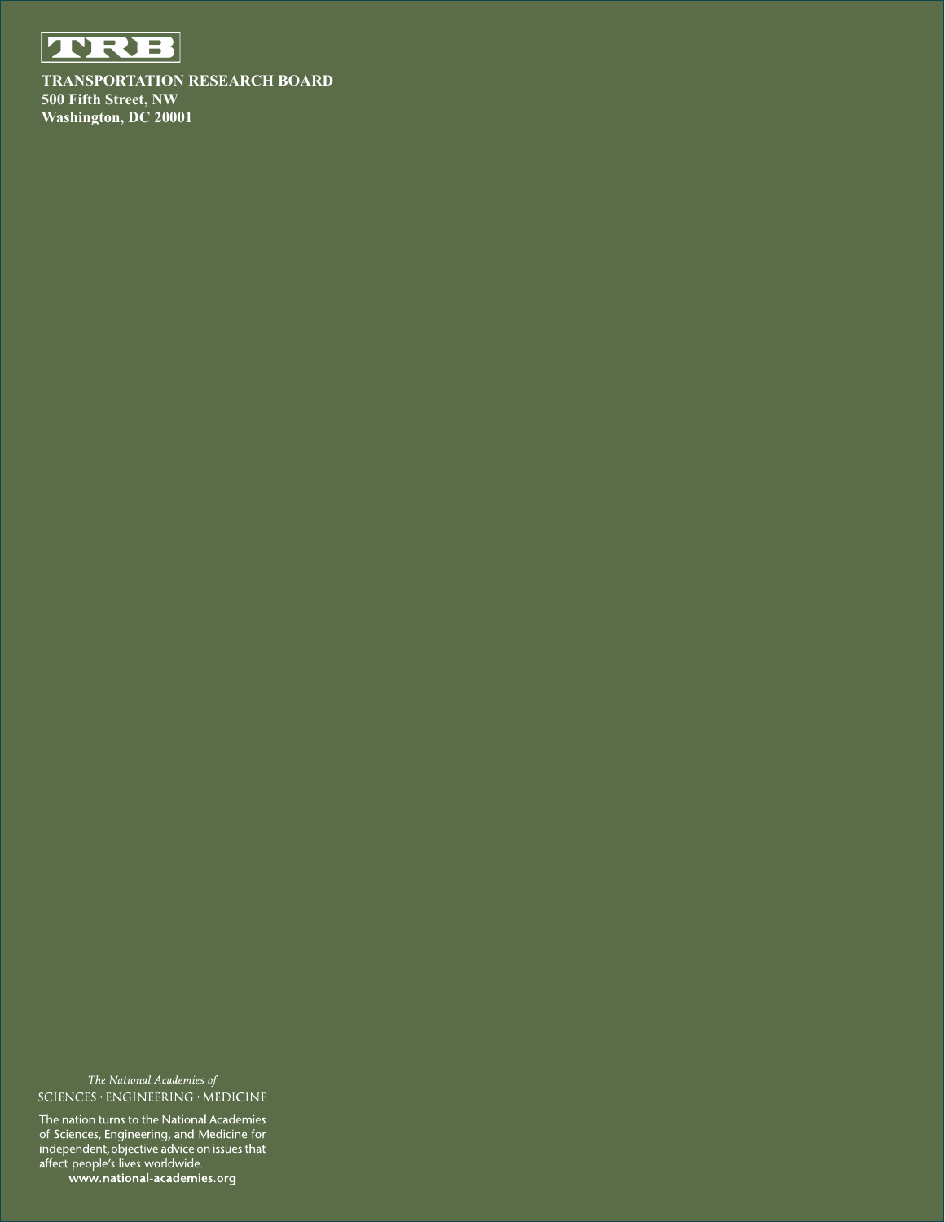TRB

**TRANSPORTATION RESEARCH BOARD**
**500 Fifth Street, NW**
**Washington, DC 20001**

*The National Academies of*
SCIENCES · ENGINEERING · MEDICINE

The nation turns to the National Academies of Sciences, Engineering, and Medicine for independent, objective advice on issues that affect people's lives worldwide.
**www.national-academies.org**